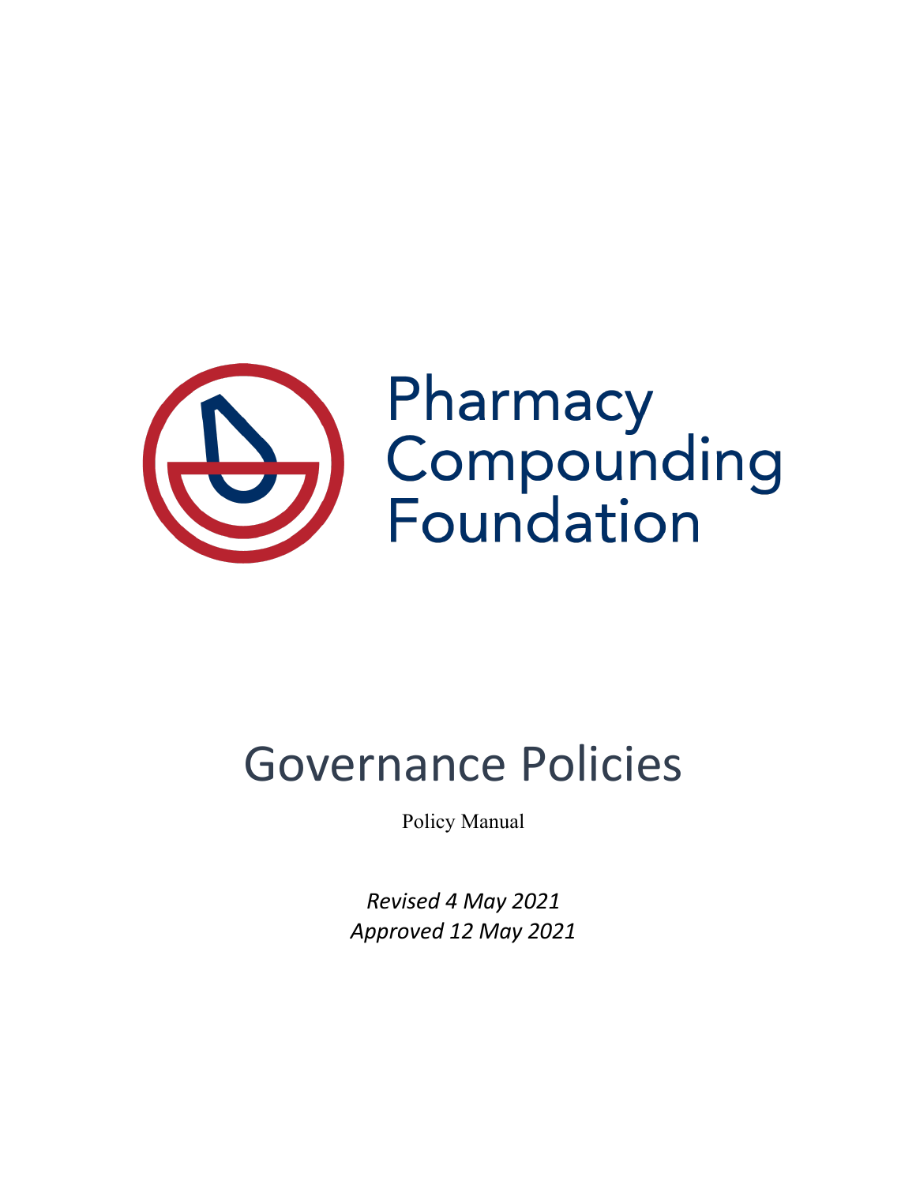Pharmacy Compounding Foundation

# Governance Policies

Policy Manual

*Revised 4 May 2021*
*Approved 12 May 2021*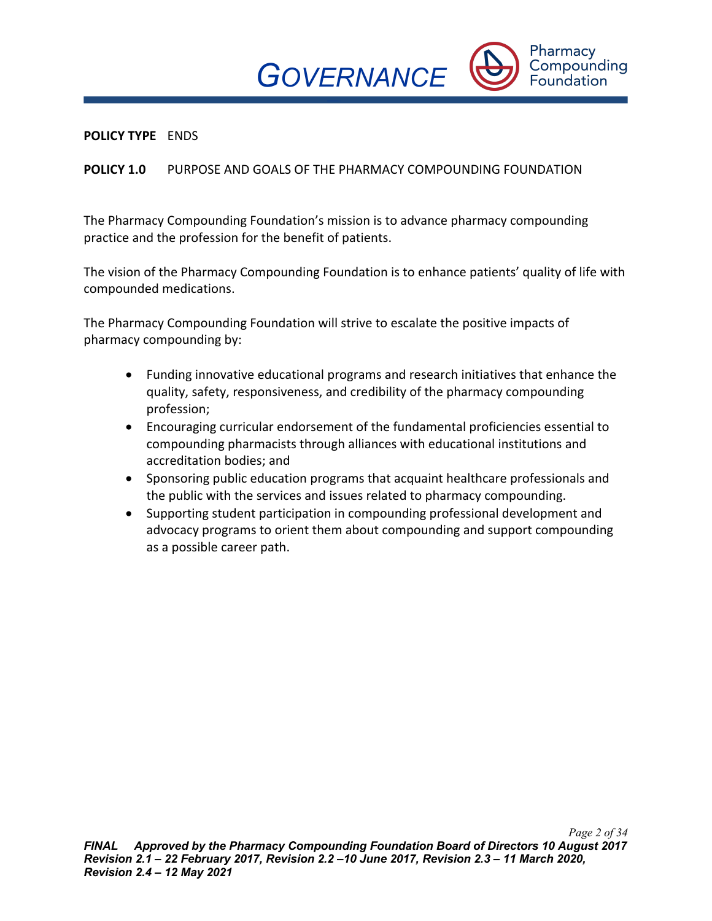**POLICY TYPE** ENDS

**POLICY 1.0** PURPOSE AND GOALS OF THE PHARMACY COMPOUNDING FOUNDATION

The Pharmacy Compounding Foundation's mission is to advance pharmacy compounding practice and the profession for the benefit of patients.

The vision of the Pharmacy Compounding Foundation is to enhance patients' quality of life with compounded medications.

The Pharmacy Compounding Foundation will strive to escalate the positive impacts of pharmacy compounding by:

- Funding innovative educational programs and research initiatives that enhance the quality, safety, responsiveness, and credibility of the pharmacy compounding profession;
- Encouraging curricular endorsement of the fundamental proficiencies essential to compounding pharmacists through alliances with educational institutions and accreditation bodies; and
- Sponsoring public education programs that acquaint healthcare professionals and the public with the services and issues related to pharmacy compounding.
- Supporting student participation in compounding professional development and advocacy programs to orient them about compounding and support compounding as a possible career path.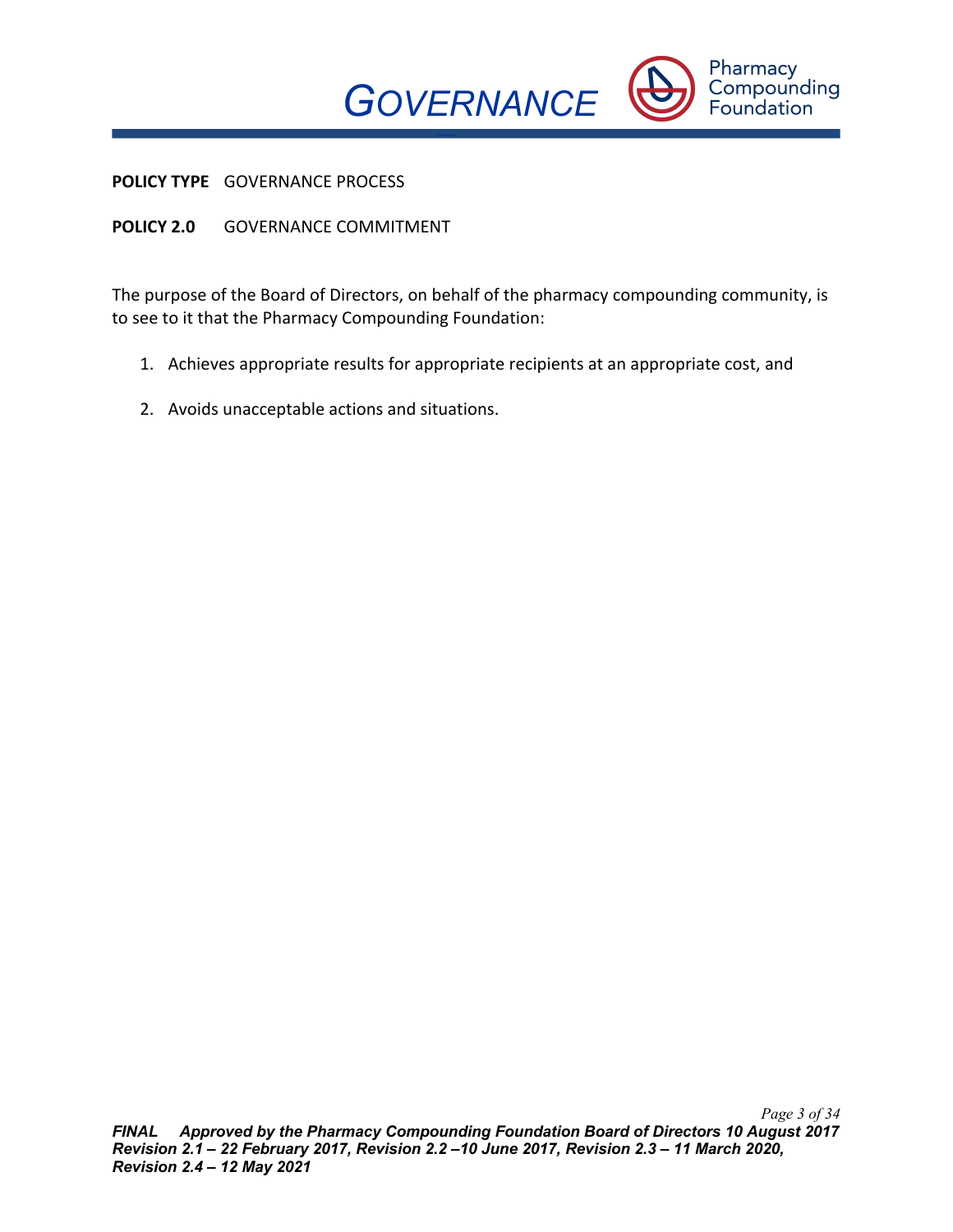**POLICY TYPE** GOVERNANCE PROCESS

**POLICY 2.0** GOVERNANCE COMMITMENT

The purpose of the Board of Directors, on behalf of the pharmacy compounding community, is to see to it that the Pharmacy Compounding Foundation:

1. Achieves appropriate results for appropriate recipients at an appropriate cost, and
2. Avoids unacceptable actions and situations.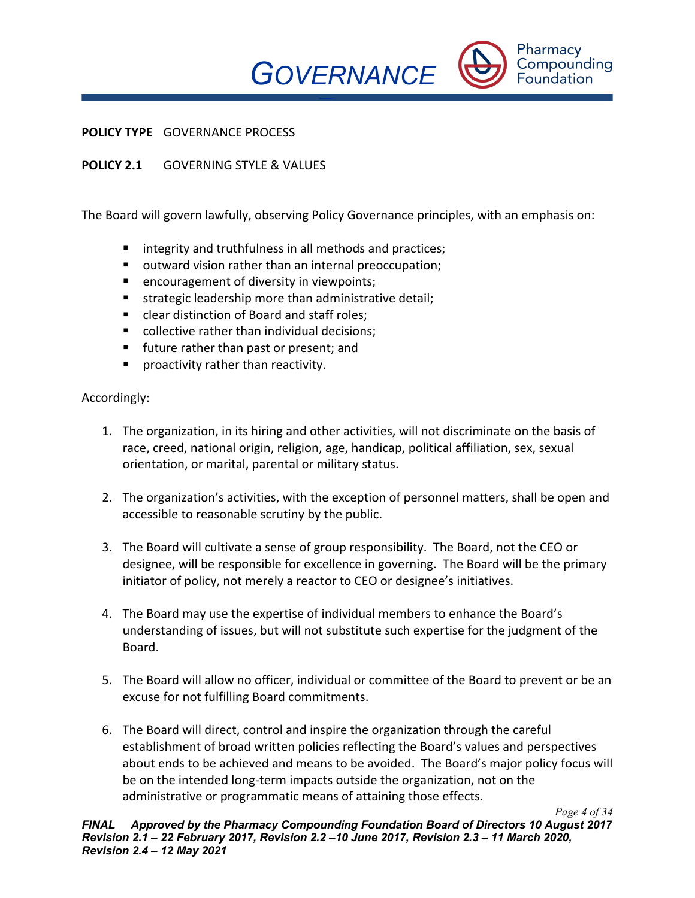**POLICY TYPE** GOVERNANCE PROCESS

**POLICY 2.1** GOVERNING STYLE & VALUES

The Board will govern lawfully, observing Policy Governance principles, with an emphasis on:

- integrity and truthfulness in all methods and practices;
- outward vision rather than an internal preoccupation;
- encouragement of diversity in viewpoints;
- strategic leadership more than administrative detail;
- clear distinction of Board and staff roles;
- collective rather than individual decisions;
- future rather than past or present; and
- proactivity rather than reactivity.

Accordingly:

1. The organization, in its hiring and other activities, will not discriminate on the basis of race, creed, national origin, religion, age, handicap, political affiliation, sex, sexual orientation, or marital, parental or military status.

2. The organization's activities, with the exception of personnel matters, shall be open and accessible to reasonable scrutiny by the public.

3. The Board will cultivate a sense of group responsibility. The Board, not the CEO or designee, will be responsible for excellence in governing. The Board will be the primary initiator of policy, not merely a reactor to CEO or designee's initiatives.

4. The Board may use the expertise of individual members to enhance the Board's understanding of issues, but will not substitute such expertise for the judgment of the Board.

5. The Board will allow no officer, individual or committee of the Board to prevent or be an excuse for not fulfilling Board commitments.

6. The Board will direct, control and inspire the organization through the careful establishment of broad written policies reflecting the Board's values and perspectives about ends to be achieved and means to be avoided. The Board's major policy focus will be on the intended long-term impacts outside the organization, not on the administrative or programmatic means of attaining those effects.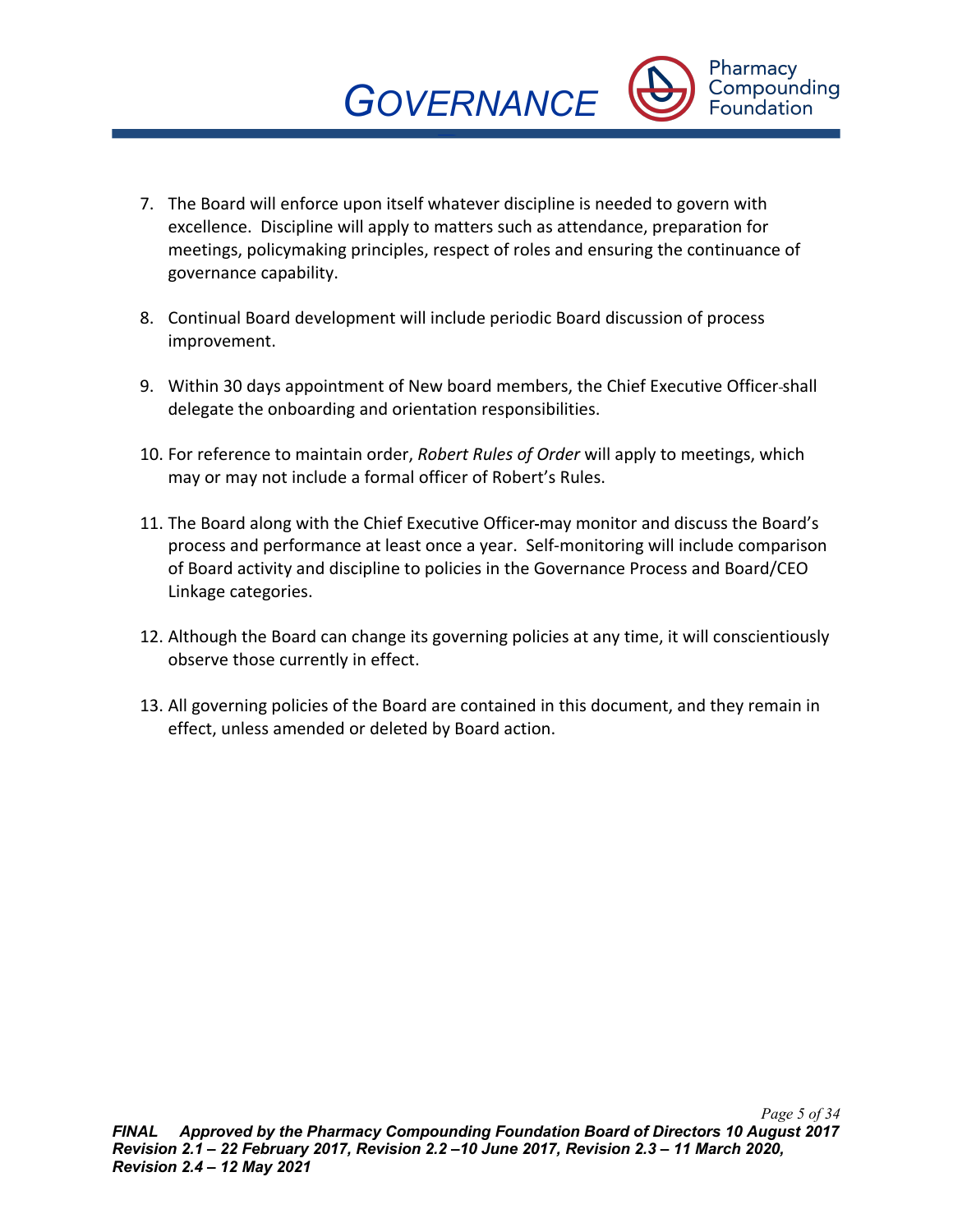7. The Board will enforce upon itself whatever discipline is needed to govern with excellence. Discipline will apply to matters such as attendance, preparation for meetings, policymaking principles, respect of roles and ensuring the continuance of governance capability.

8. Continual Board development will include periodic Board discussion of process improvement.

9. Within 30 days appointment of New board members, the Chief Executive Officer shall delegate the onboarding and orientation responsibilities.

10. For reference to maintain order, *Robert Rules of Order* will apply to meetings, which may or may not include a formal officer of Robert's Rules.

11. The Board along with the Chief Executive Officer may monitor and discuss the Board's process and performance at least once a year. Self-monitoring will include comparison of Board activity and discipline to policies in the Governance Process and Board/CEO Linkage categories.

12. Although the Board can change its governing policies at any time, it will conscientiously observe those currently in effect.

13. All governing policies of the Board are contained in this document, and they remain in effect, unless amended or deleted by Board action.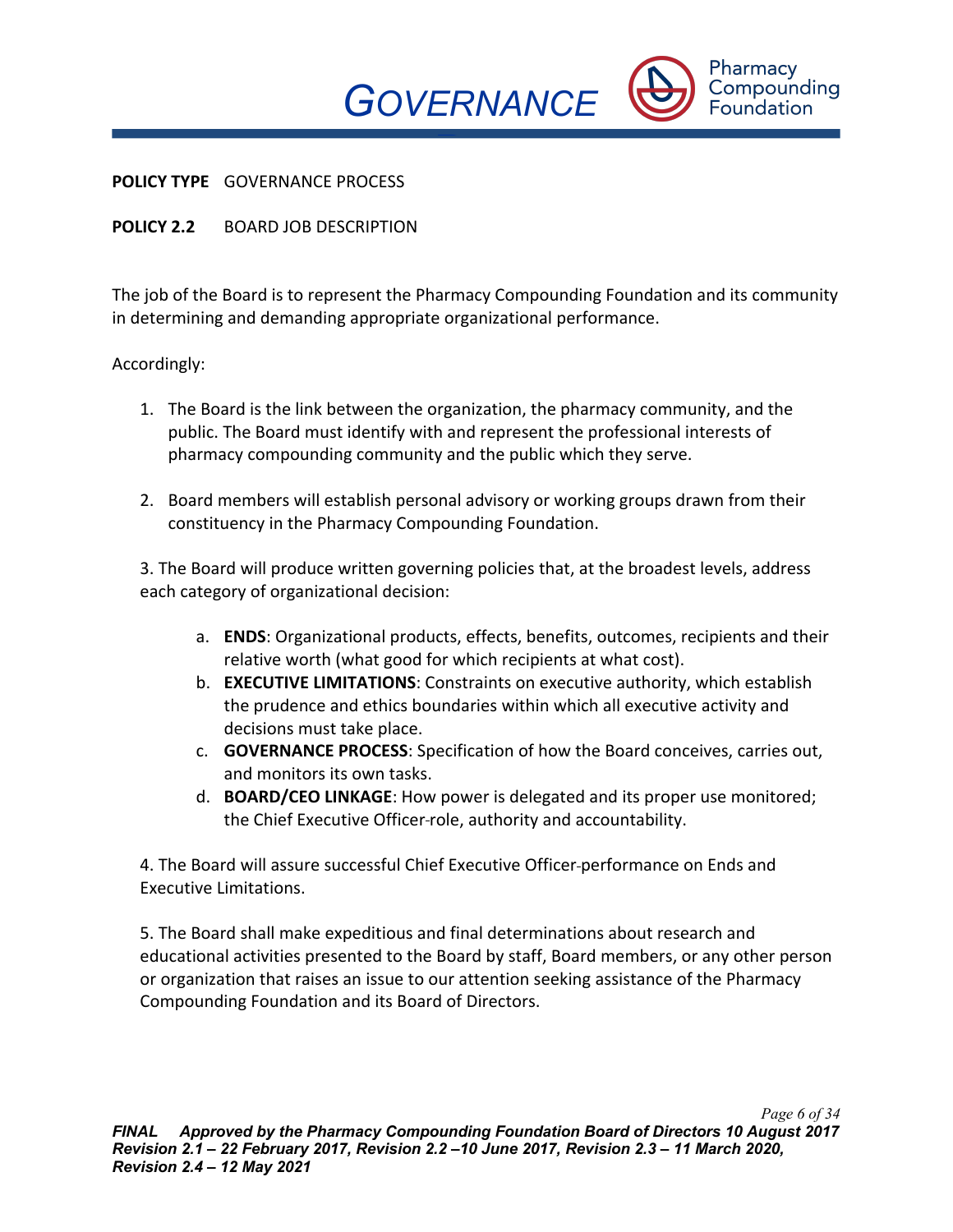**POLICY TYPE** GOVERNANCE PROCESS

**POLICY 2.2** BOARD JOB DESCRIPTION

The job of the Board is to represent the Pharmacy Compounding Foundation and its community in determining and demanding appropriate organizational performance.

Accordingly:

1. The Board is the link between the organization, the pharmacy community, and the public. The Board must identify with and represent the professional interests of pharmacy compounding community and the public which they serve.

2. Board members will establish personal advisory or working groups drawn from their constituency in the Pharmacy Compounding Foundation.

3. The Board will produce written governing policies that, at the broadest levels, address each category of organizational decision:

   a. **ENDS**: Organizational products, effects, benefits, outcomes, recipients and their relative worth (what good for which recipients at what cost).
   b. **EXECUTIVE LIMITATIONS**: Constraints on executive authority, which establish the prudence and ethics boundaries within which all executive activity and decisions must take place.
   c. **GOVERNANCE PROCESS**: Specification of how the Board conceives, carries out, and monitors its own tasks.
   d. **BOARD/CEO LINKAGE**: How power is delegated and its proper use monitored; the Chief Executive Officer-role, authority and accountability.

4. The Board will assure successful Chief Executive Officer-performance on Ends and Executive Limitations.

5. The Board shall make expeditious and final determinations about research and educational activities presented to the Board by staff, Board members, or any other person or organization that raises an issue to our attention seeking assistance of the Pharmacy Compounding Foundation and its Board of Directors.

***FINAL Approved by the Pharmacy Compounding Foundation Board of Directors 10 August 2017 Revision 2.1 – 22 February 2017, Revision 2.2 –10 June 2017, Revision 2.3 – 11 March 2020, Revision 2.4 – 12 May 2021***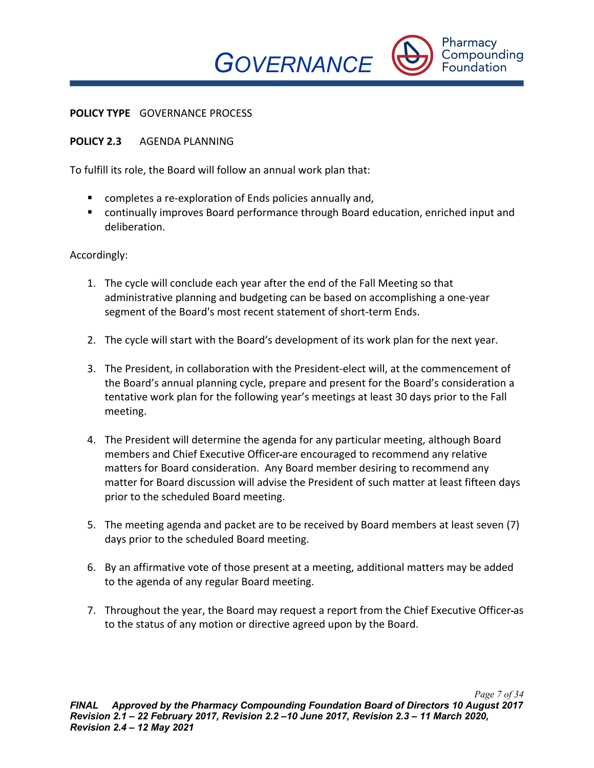**POLICY TYPE** GOVERNANCE PROCESS

**POLICY 2.3** AGENDA PLANNING

To fulfill its role, the Board will follow an annual work plan that:

- completes a re-exploration of Ends policies annually and,
- continually improves Board performance through Board education, enriched input and deliberation.

Accordingly:

1. The cycle will conclude each year after the end of the Fall Meeting so that administrative planning and budgeting can be based on accomplishing a one-year segment of the Board's most recent statement of short-term Ends.

2. The cycle will start with the Board's development of its work plan for the next year.

3. The President, in collaboration with the President-elect will, at the commencement of the Board's annual planning cycle, prepare and present for the Board's consideration a tentative work plan for the following year's meetings at least 30 days prior to the Fall meeting.

4. The President will determine the agenda for any particular meeting, although Board members and Chief Executive Officer-are encouraged to recommend any relative matters for Board consideration. Any Board member desiring to recommend any matter for Board discussion will advise the President of such matter at least fifteen days prior to the scheduled Board meeting.

5. The meeting agenda and packet are to be received by Board members at least seven (7) days prior to the scheduled Board meeting.

6. By an affirmative vote of those present at a meeting, additional matters may be added to the agenda of any regular Board meeting.

7. Throughout the year, the Board may request a report from the Chief Executive Officer-as to the status of any motion or directive agreed upon by the Board.

***FINAL Approved by the Pharmacy Compounding Foundation Board of Directors 10 August 2017 Revision 2.1 – 22 February 2017, Revision 2.2 –10 June 2017, Revision 2.3 – 11 March 2020, Revision 2.4 – 12 May 2021***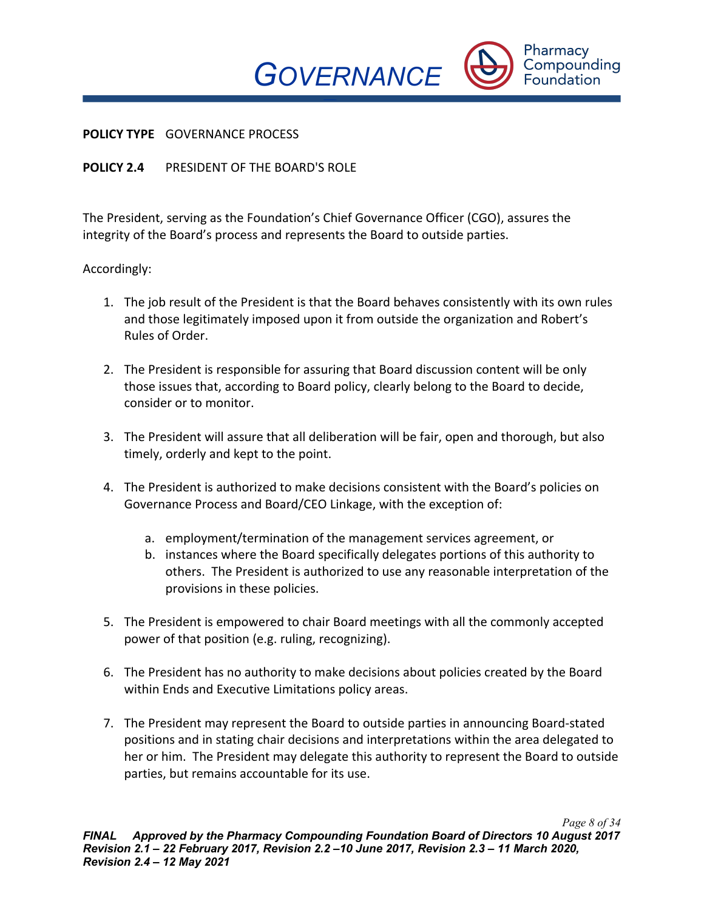**POLICY TYPE** GOVERNANCE PROCESS

**POLICY 2.4** PRESIDENT OF THE BOARD'S ROLE

The President, serving as the Foundation's Chief Governance Officer (CGO), assures the integrity of the Board's process and represents the Board to outside parties.

Accordingly:

1. The job result of the President is that the Board behaves consistently with its own rules and those legitimately imposed upon it from outside the organization and Robert's Rules of Order.

2. The President is responsible for assuring that Board discussion content will be only those issues that, according to Board policy, clearly belong to the Board to decide, consider or to monitor.

3. The President will assure that all deliberation will be fair, open and thorough, but also timely, orderly and kept to the point.

4. The President is authorized to make decisions consistent with the Board's policies on Governance Process and Board/CEO Linkage, with the exception of:

   a. employment/termination of the management services agreement, or
   b. instances where the Board specifically delegates portions of this authority to others. The President is authorized to use any reasonable interpretation of the provisions in these policies.

5. The President is empowered to chair Board meetings with all the commonly accepted power of that position (e.g. ruling, recognizing).

6. The President has no authority to make decisions about policies created by the Board within Ends and Executive Limitations policy areas.

7. The President may represent the Board to outside parties in announcing Board-stated positions and in stating chair decisions and interpretations within the area delegated to her or him. The President may delegate this authority to represent the Board to outside parties, but remains accountable for its use.

***FINAL Approved by the Pharmacy Compounding Foundation Board of Directors 10 August 2017 Revision 2.1 – 22 February 2017, Revision 2.2 –10 June 2017, Revision 2.3 – 11 March 2020, Revision 2.4 – 12 May 2021***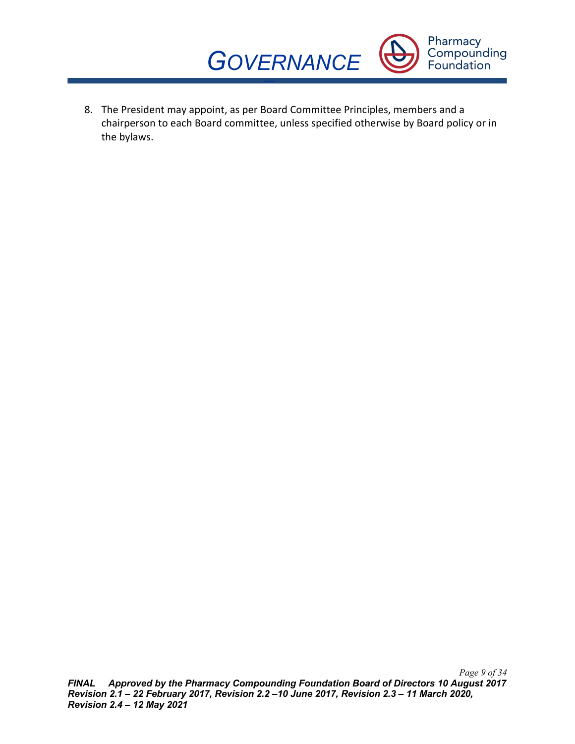8. The President may appoint, as per Board Committee Principles, members and a chairperson to each Board committee, unless specified otherwise by Board policy or in the bylaws.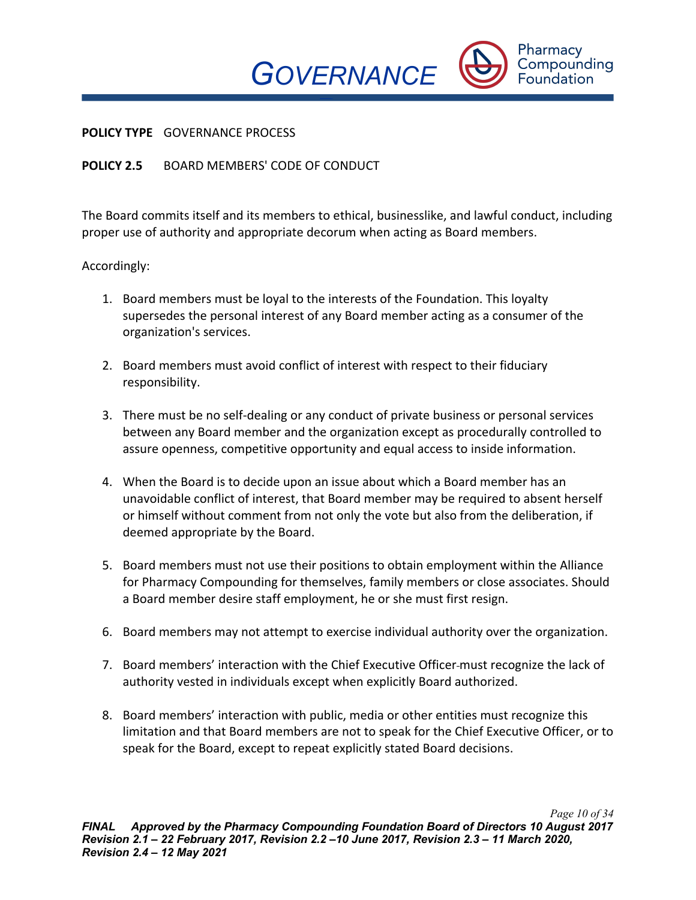**POLICY TYPE** GOVERNANCE PROCESS

**POLICY 2.5** BOARD MEMBERS' CODE OF CONDUCT

The Board commits itself and its members to ethical, businesslike, and lawful conduct, including proper use of authority and appropriate decorum when acting as Board members.

Accordingly:

1. Board members must be loyal to the interests of the Foundation. This loyalty supersedes the personal interest of any Board member acting as a consumer of the organization's services.

2. Board members must avoid conflict of interest with respect to their fiduciary responsibility.

3. There must be no self-dealing or any conduct of private business or personal services between any Board member and the organization except as procedurally controlled to assure openness, competitive opportunity and equal access to inside information.

4. When the Board is to decide upon an issue about which a Board member has an unavoidable conflict of interest, that Board member may be required to absent herself or himself without comment from not only the vote but also from the deliberation, if deemed appropriate by the Board.

5. Board members must not use their positions to obtain employment within the Alliance for Pharmacy Compounding for themselves, family members or close associates. Should a Board member desire staff employment, he or she must first resign.

6. Board members may not attempt to exercise individual authority over the organization.

7. Board members' interaction with the Chief Executive Officer must recognize the lack of authority vested in individuals except when explicitly Board authorized.

8. Board members' interaction with public, media or other entities must recognize this limitation and that Board members are not to speak for the Chief Executive Officer, or to speak for the Board, except to repeat explicitly stated Board decisions.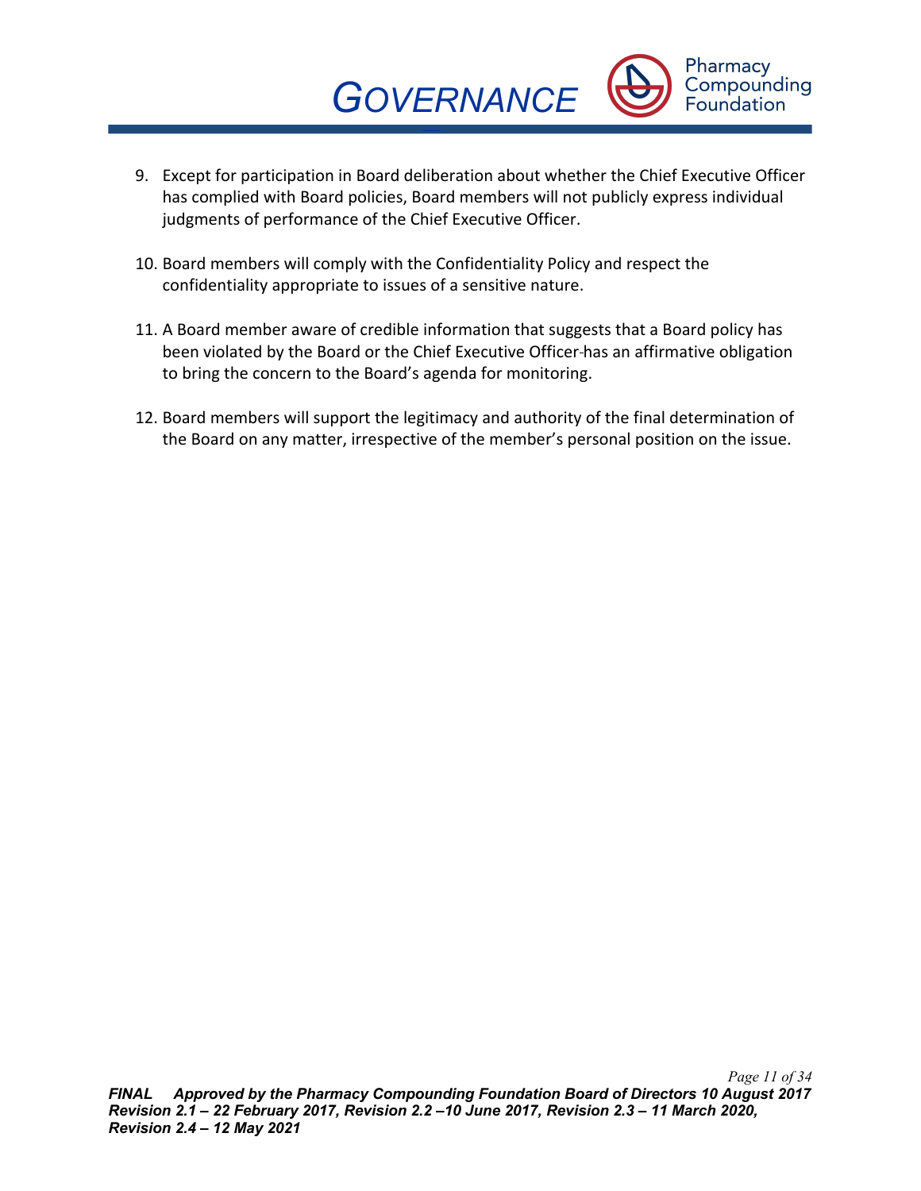9. Except for participation in Board deliberation about whether the Chief Executive Officer has complied with Board policies, Board members will not publicly express individual judgments of performance of the Chief Executive Officer.

10. Board members will comply with the Confidentiality Policy and respect the confidentiality appropriate to issues of a sensitive nature.

11. A Board member aware of credible information that suggests that a Board policy has been violated by the Board or the Chief Executive Officer has an affirmative obligation to bring the concern to the Board's agenda for monitoring.

12. Board members will support the legitimacy and authority of the final determination of the Board on any matter, irrespective of the member's personal position on the issue.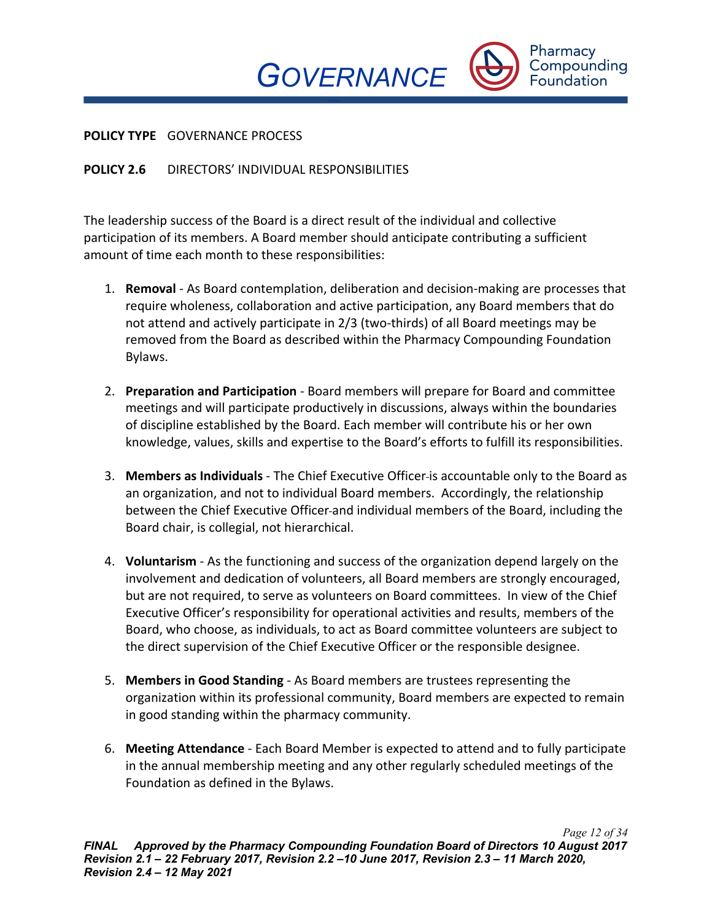**POLICY TYPE** GOVERNANCE PROCESS

**POLICY 2.6** DIRECTORS' INDIVIDUAL RESPONSIBILITIES

The leadership success of the Board is a direct result of the individual and collective participation of its members. A Board member should anticipate contributing a sufficient amount of time each month to these responsibilities:

1. **Removal** - As Board contemplation, deliberation and decision-making are processes that require wholeness, collaboration and active participation, any Board members that do not attend and actively participate in 2/3 (two-thirds) of all Board meetings may be removed from the Board as described within the Pharmacy Compounding Foundation Bylaws.

2. **Preparation and Participation** - Board members will prepare for Board and committee meetings and will participate productively in discussions, always within the boundaries of discipline established by the Board. Each member will contribute his or her own knowledge, values, skills and expertise to the Board's efforts to fulfill its responsibilities.

3. **Members as Individuals** - The Chief Executive Officer is accountable only to the Board as an organization, and not to individual Board members. Accordingly, the relationship between the Chief Executive Officer and individual members of the Board, including the Board chair, is collegial, not hierarchical.

4. **Voluntarism** - As the functioning and success of the organization depend largely on the involvement and dedication of volunteers, all Board members are strongly encouraged, but are not required, to serve as volunteers on Board committees. In view of the Chief Executive Officer's responsibility for operational activities and results, members of the Board, who choose, as individuals, to act as Board committee volunteers are subject to the direct supervision of the Chief Executive Officer or the responsible designee.

5. **Members in Good Standing** - As Board members are trustees representing the organization within its professional community, Board members are expected to remain in good standing within the pharmacy community.

6. **Meeting Attendance** - Each Board Member is expected to attend and to fully participate in the annual membership meeting and any other regularly scheduled meetings of the Foundation as defined in the Bylaws.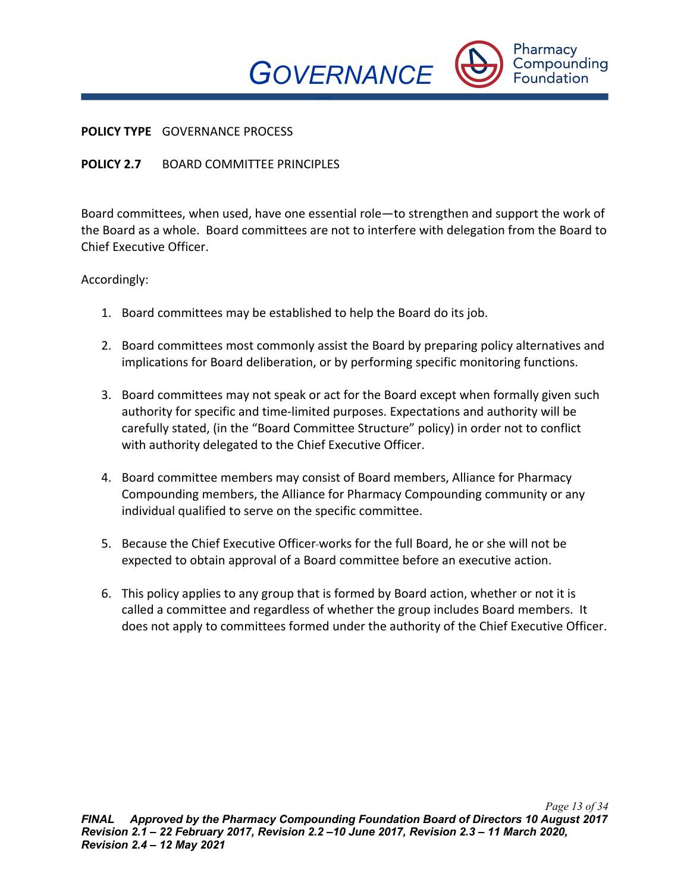**POLICY TYPE** GOVERNANCE PROCESS

**POLICY 2.7** BOARD COMMITTEE PRINCIPLES

Board committees, when used, have one essential role—to strengthen and support the work of the Board as a whole. Board committees are not to interfere with delegation from the Board to Chief Executive Officer.

Accordingly:

1. Board committees may be established to help the Board do its job.

2. Board committees most commonly assist the Board by preparing policy alternatives and implications for Board deliberation, or by performing specific monitoring functions.

3. Board committees may not speak or act for the Board except when formally given such authority for specific and time-limited purposes. Expectations and authority will be carefully stated, (in the "Board Committee Structure" policy) in order not to conflict with authority delegated to the Chief Executive Officer.

4. Board committee members may consist of Board members, Alliance for Pharmacy Compounding members, the Alliance for Pharmacy Compounding community or any individual qualified to serve on the specific committee.

5. Because the Chief Executive Officer works for the full Board, he or she will not be expected to obtain approval of a Board committee before an executive action.

6. This policy applies to any group that is formed by Board action, whether or not it is called a committee and regardless of whether the group includes Board members. It does not apply to committees formed under the authority of the Chief Executive Officer.

***FINAL Approved by the Pharmacy Compounding Foundation Board of Directors 10 August 2017***
***Revision 2.1 – 22 February 2017, Revision 2.2 –10 June 2017, Revision 2.3 – 11 March 2020, Revision 2.4 – 12 May 2021***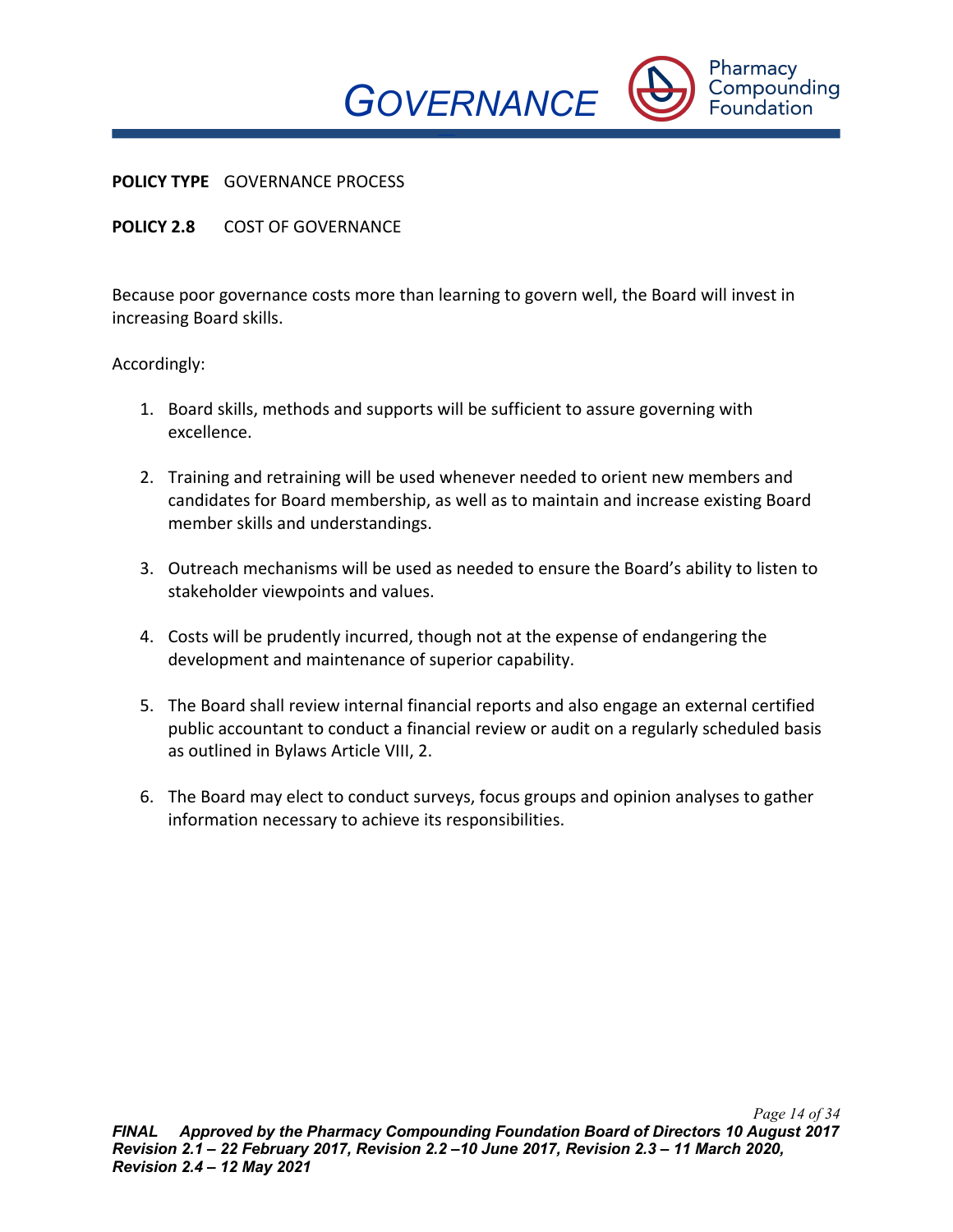**POLICY TYPE** GOVERNANCE PROCESS

**POLICY 2.8** COST OF GOVERNANCE

Because poor governance costs more than learning to govern well, the Board will invest in increasing Board skills.

Accordingly:

1. Board skills, methods and supports will be sufficient to assure governing with excellence.

2. Training and retraining will be used whenever needed to orient new members and candidates for Board membership, as well as to maintain and increase existing Board member skills and understandings.

3. Outreach mechanisms will be used as needed to ensure the Board's ability to listen to stakeholder viewpoints and values.

4. Costs will be prudently incurred, though not at the expense of endangering the development and maintenance of superior capability.

5. The Board shall review internal financial reports and also engage an external certified public accountant to conduct a financial review or audit on a regularly scheduled basis as outlined in Bylaws Article VIII, 2.

6. The Board may elect to conduct surveys, focus groups and opinion analyses to gather information necessary to achieve its responsibilities.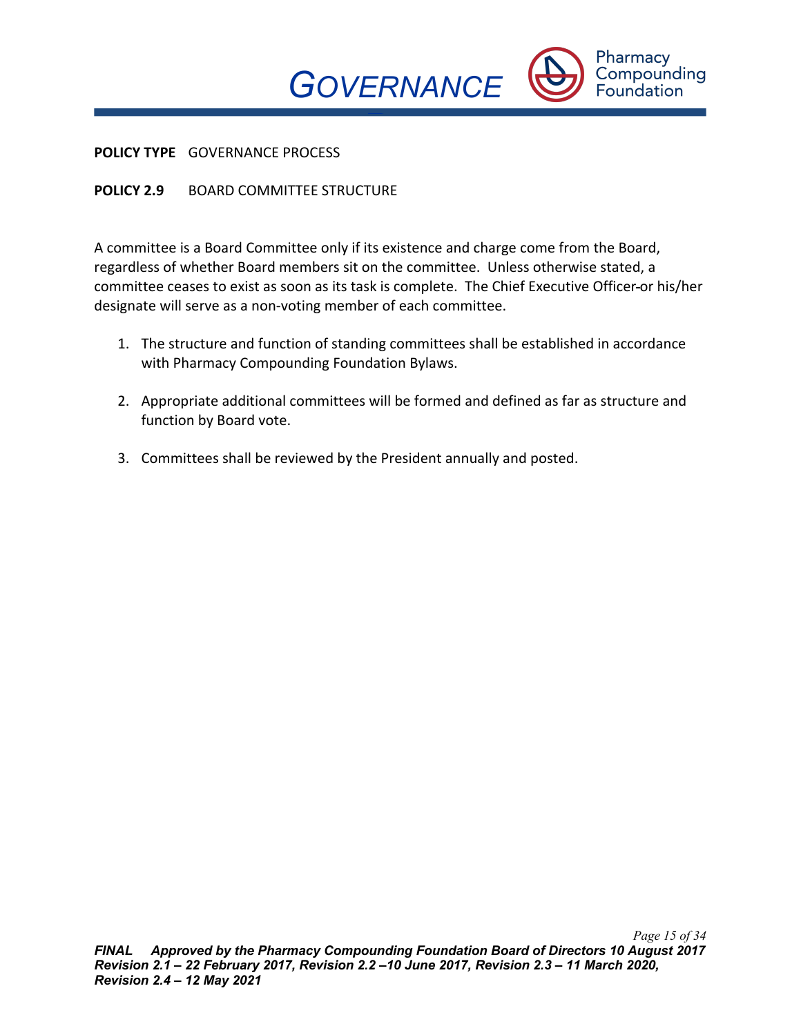**POLICY TYPE** GOVERNANCE PROCESS

**POLICY 2.9** BOARD COMMITTEE STRUCTURE

A committee is a Board Committee only if its existence and charge come from the Board, regardless of whether Board members sit on the committee. Unless otherwise stated, a committee ceases to exist as soon as its task is complete. The Chief Executive Officer or his/her designate will serve as a non-voting member of each committee.

1. The structure and function of standing committees shall be established in accordance with Pharmacy Compounding Foundation Bylaws.

2. Appropriate additional committees will be formed and defined as far as structure and function by Board vote.

3. Committees shall be reviewed by the President annually and posted.

***FINAL Approved by the Pharmacy Compounding Foundation Board of Directors 10 August 2017 Revision 2.1 – 22 February 2017, Revision 2.2 –10 June 2017, Revision 2.3 – 11 March 2020, Revision 2.4 – 12 May 2021***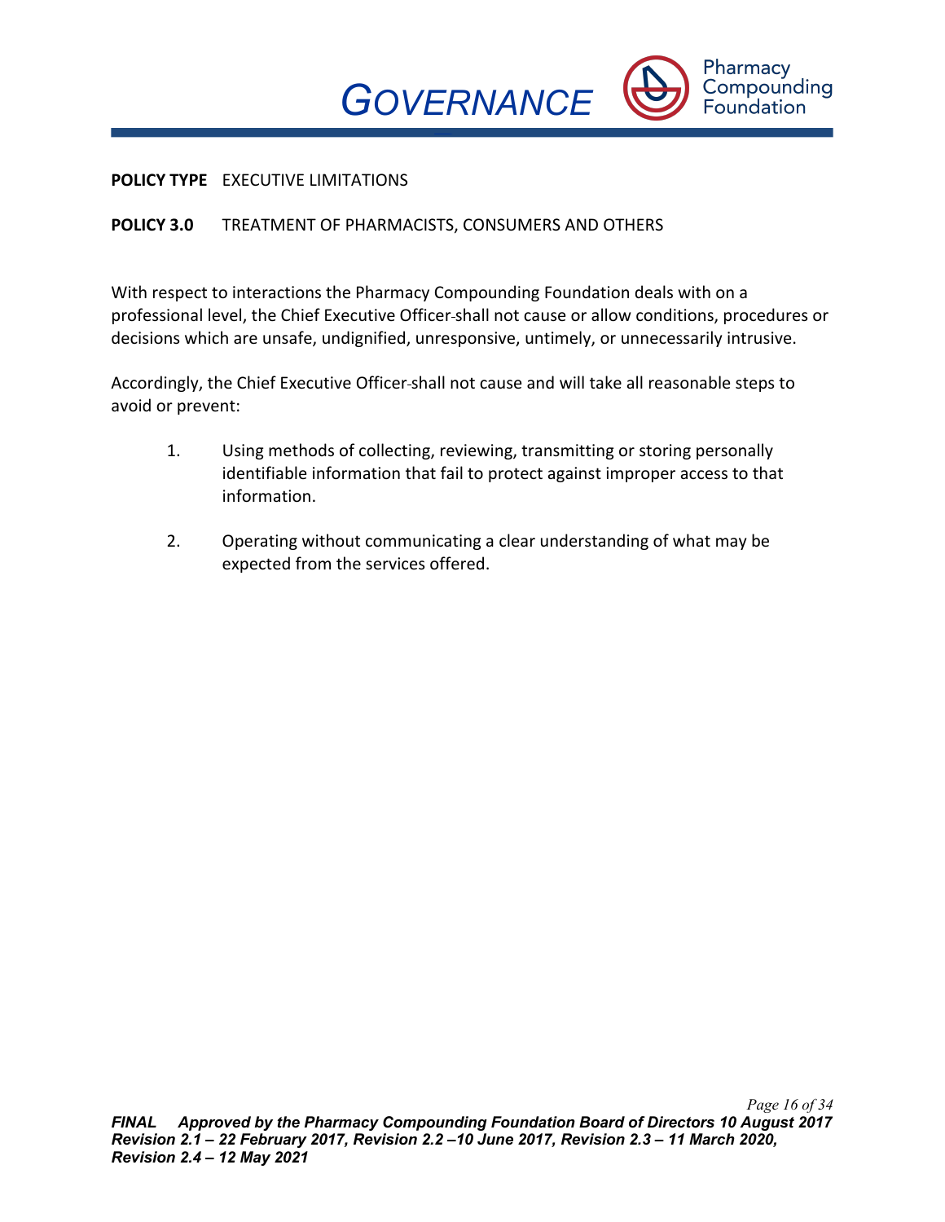**POLICY TYPE** EXECUTIVE LIMITATIONS

**POLICY 3.0** TREATMENT OF PHARMACISTS, CONSUMERS AND OTHERS

With respect to interactions the Pharmacy Compounding Foundation deals with on a professional level, the Chief Executive Officer shall not cause or allow conditions, procedures or decisions which are unsafe, undignified, unresponsive, untimely, or unnecessarily intrusive.

Accordingly, the Chief Executive Officer shall not cause and will take all reasonable steps to avoid or prevent:

1. Using methods of collecting, reviewing, transmitting or storing personally identifiable information that fail to protect against improper access to that information.

2. Operating without communicating a clear understanding of what may be expected from the services offered.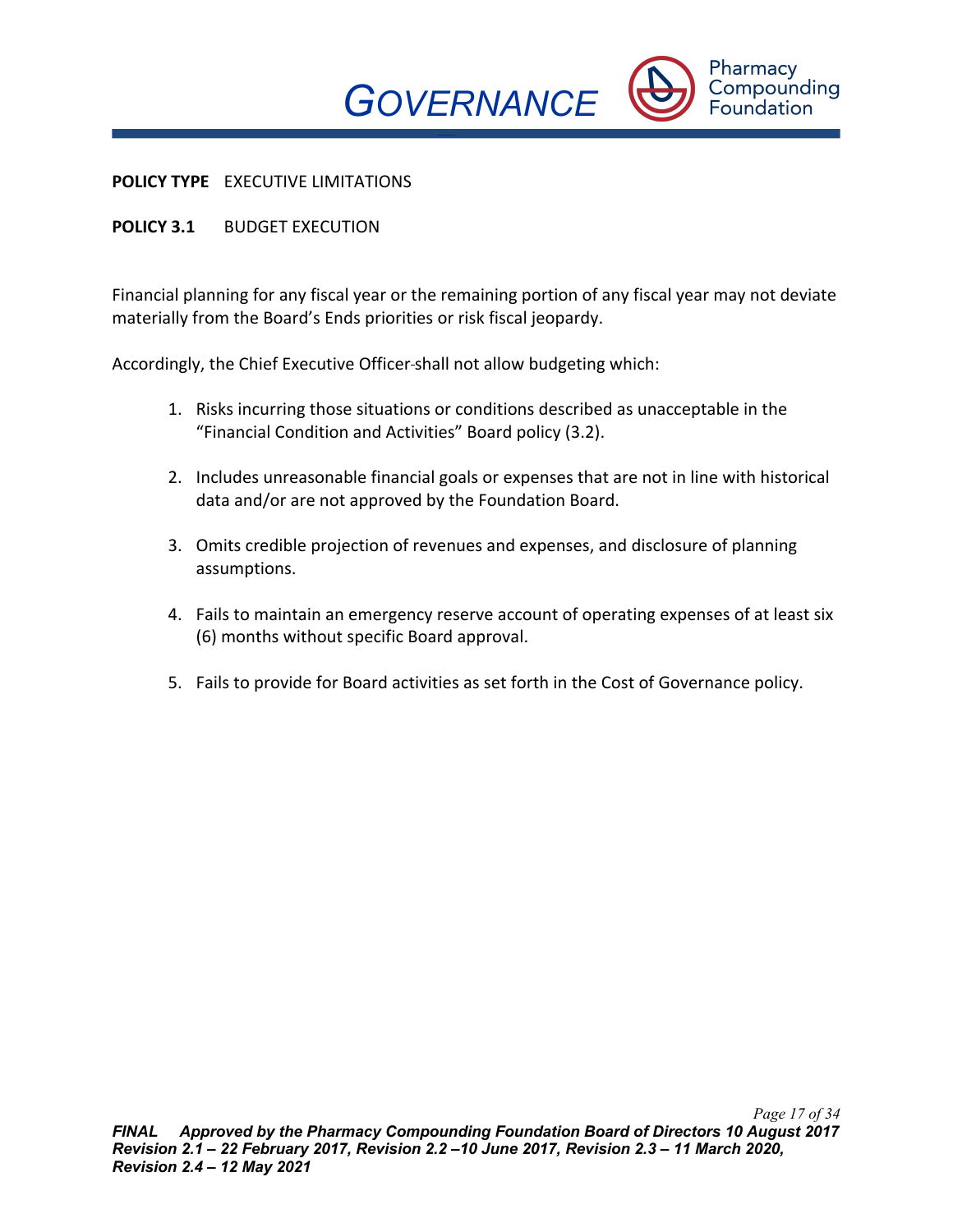**POLICY TYPE** EXECUTIVE LIMITATIONS

**POLICY 3.1** BUDGET EXECUTION

Financial planning for any fiscal year or the remaining portion of any fiscal year may not deviate materially from the Board's Ends priorities or risk fiscal jeopardy.

Accordingly, the Chief Executive Officer shall not allow budgeting which:

1. Risks incurring those situations or conditions described as unacceptable in the "Financial Condition and Activities" Board policy (3.2).

2. Includes unreasonable financial goals or expenses that are not in line with historical data and/or are not approved by the Foundation Board.

3. Omits credible projection of revenues and expenses, and disclosure of planning assumptions.

4. Fails to maintain an emergency reserve account of operating expenses of at least six (6) months without specific Board approval.

5. Fails to provide for Board activities as set forth in the Cost of Governance policy.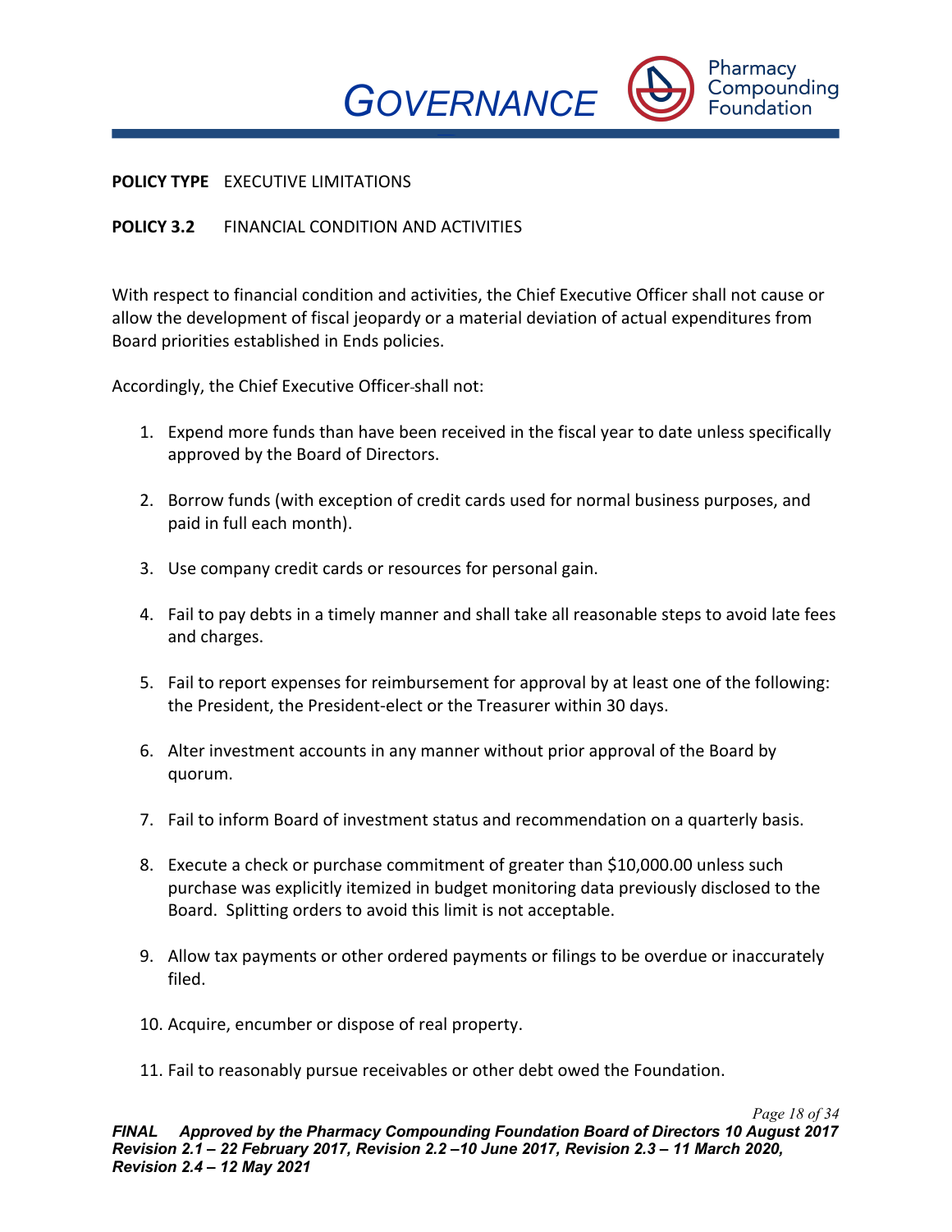**POLICY TYPE** EXECUTIVE LIMITATIONS

**POLICY 3.2** FINANCIAL CONDITION AND ACTIVITIES

With respect to financial condition and activities, the Chief Executive Officer shall not cause or allow the development of fiscal jeopardy or a material deviation of actual expenditures from Board priorities established in Ends policies.

Accordingly, the Chief Executive Officer shall not:

1. Expend more funds than have been received in the fiscal year to date unless specifically approved by the Board of Directors.

2. Borrow funds (with exception of credit cards used for normal business purposes, and paid in full each month).

3. Use company credit cards or resources for personal gain.

4. Fail to pay debts in a timely manner and shall take all reasonable steps to avoid late fees and charges.

5. Fail to report expenses for reimbursement for approval by at least one of the following: the President, the President-elect or the Treasurer within 30 days.

6. Alter investment accounts in any manner without prior approval of the Board by quorum.

7. Fail to inform Board of investment status and recommendation on a quarterly basis.

8. Execute a check or purchase commitment of greater than $10,000.00 unless such purchase was explicitly itemized in budget monitoring data previously disclosed to the Board. Splitting orders to avoid this limit is not acceptable.

9. Allow tax payments or other ordered payments or filings to be overdue or inaccurately filed.

10. Acquire, encumber or dispose of real property.

11. Fail to reasonably pursue receivables or other debt owed the Foundation.

***FINAL Approved by the Pharmacy Compounding Foundation Board of Directors 10 August 2017 Revision 2.1 – 22 February 2017, Revision 2.2 –10 June 2017, Revision 2.3 – 11 March 2020, Revision 2.4 – 12 May 2021***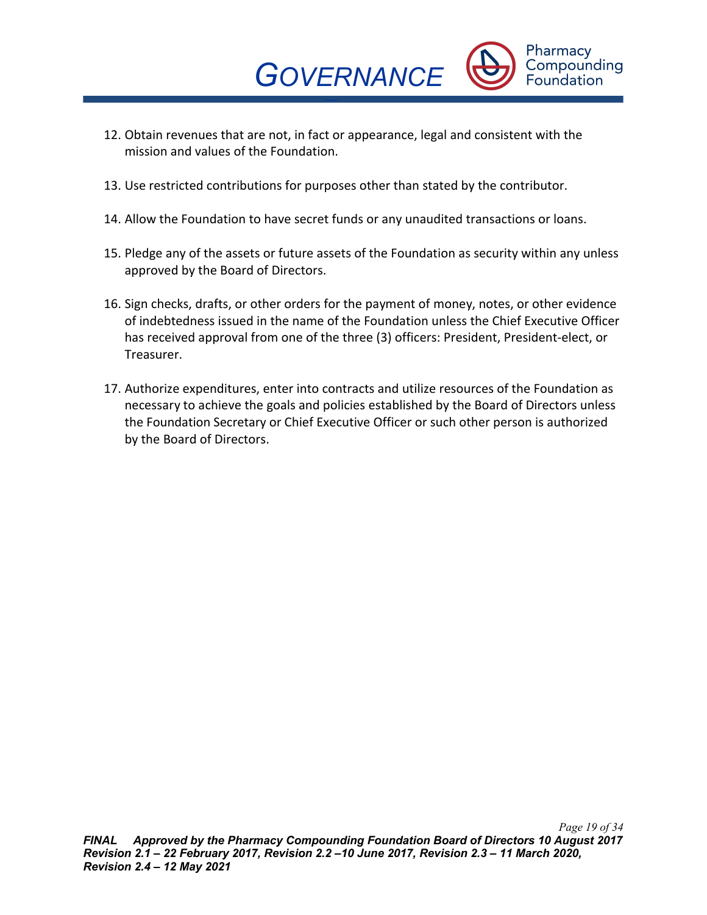12. Obtain revenues that are not, in fact or appearance, legal and consistent with the mission and values of the Foundation.

13. Use restricted contributions for purposes other than stated by the contributor.

14. Allow the Foundation to have secret funds or any unaudited transactions or loans.

15. Pledge any of the assets or future assets of the Foundation as security within any unless approved by the Board of Directors.

16. Sign checks, drafts, or other orders for the payment of money, notes, or other evidence of indebtedness issued in the name of the Foundation unless the Chief Executive Officer has received approval from one of the three (3) officers: President, President-elect, or Treasurer.

17. Authorize expenditures, enter into contracts and utilize resources of the Foundation as necessary to achieve the goals and policies established by the Board of Directors unless the Foundation Secretary or Chief Executive Officer or such other person is authorized by the Board of Directors.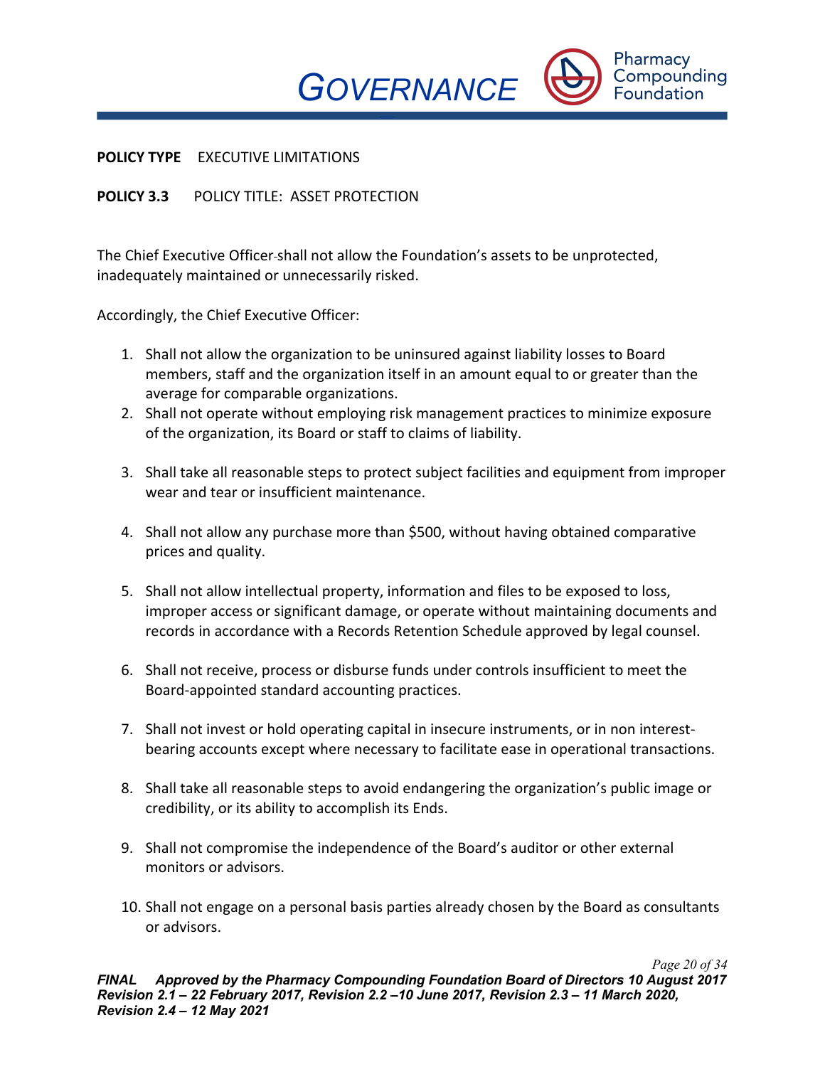**POLICY TYPE** EXECUTIVE LIMITATIONS

**POLICY 3.3** POLICY TITLE: ASSET PROTECTION

The Chief Executive Officer shall not allow the Foundation's assets to be unprotected, inadequately maintained or unnecessarily risked.

Accordingly, the Chief Executive Officer:

1. Shall not allow the organization to be uninsured against liability losses to Board members, staff and the organization itself in an amount equal to or greater than the average for comparable organizations.
2. Shall not operate without employing risk management practices to minimize exposure of the organization, its Board or staff to claims of liability.
3. Shall take all reasonable steps to protect subject facilities and equipment from improper wear and tear or insufficient maintenance.
4. Shall not allow any purchase more than $500, without having obtained comparative prices and quality.
5. Shall not allow intellectual property, information and files to be exposed to loss, improper access or significant damage, or operate without maintaining documents and records in accordance with a Records Retention Schedule approved by legal counsel.
6. Shall not receive, process or disburse funds under controls insufficient to meet the Board-appointed standard accounting practices.
7. Shall not invest or hold operating capital in insecure instruments, or in non interest-bearing accounts except where necessary to facilitate ease in operational transactions.
8. Shall take all reasonable steps to avoid endangering the organization's public image or credibility, or its ability to accomplish its Ends.
9. Shall not compromise the independence of the Board's auditor or other external monitors or advisors.
10. Shall not engage on a personal basis parties already chosen by the Board as consultants or advisors.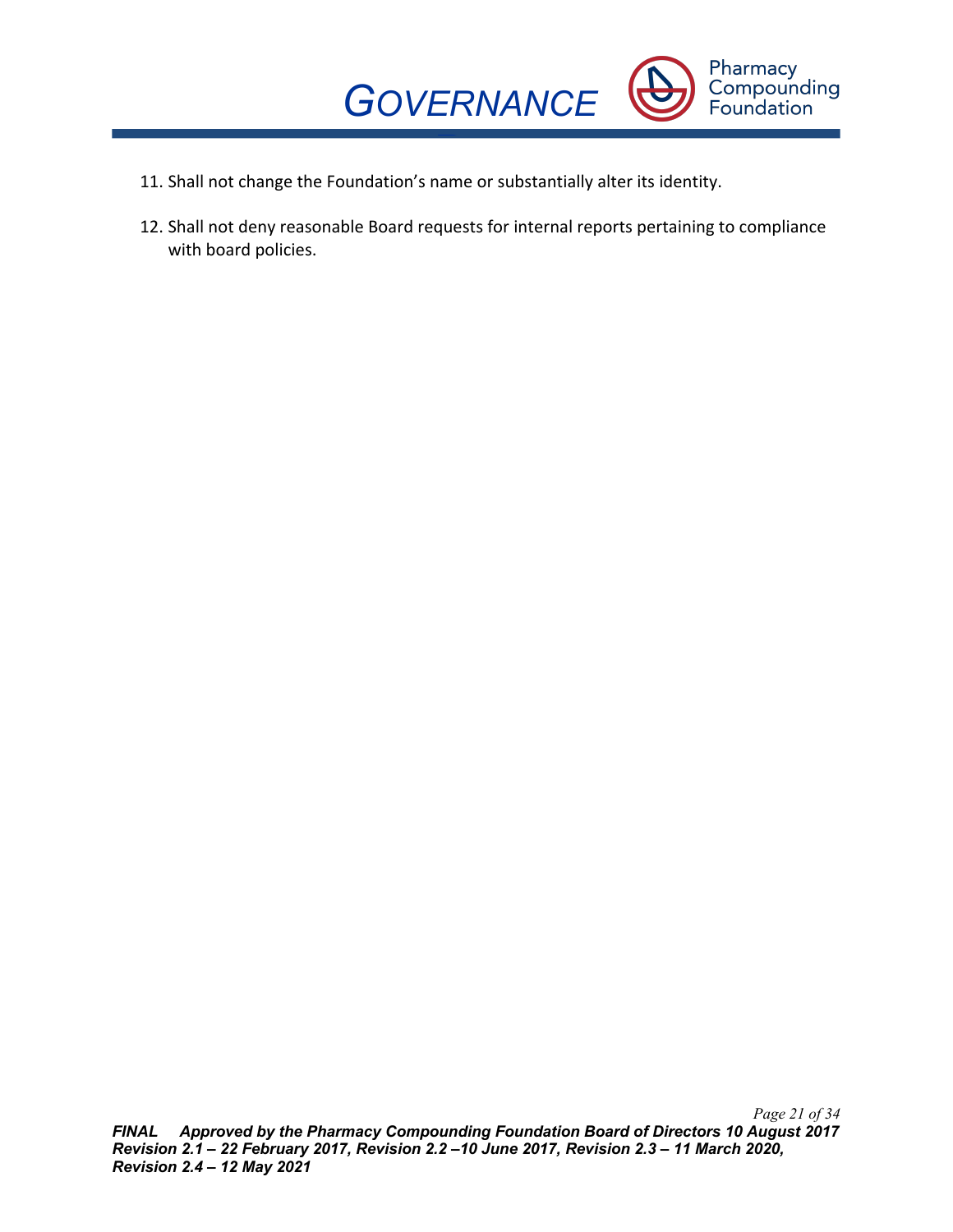11. Shall not change the Foundation's name or substantially alter its identity.

12. Shall not deny reasonable Board requests for internal reports pertaining to compliance with board policies.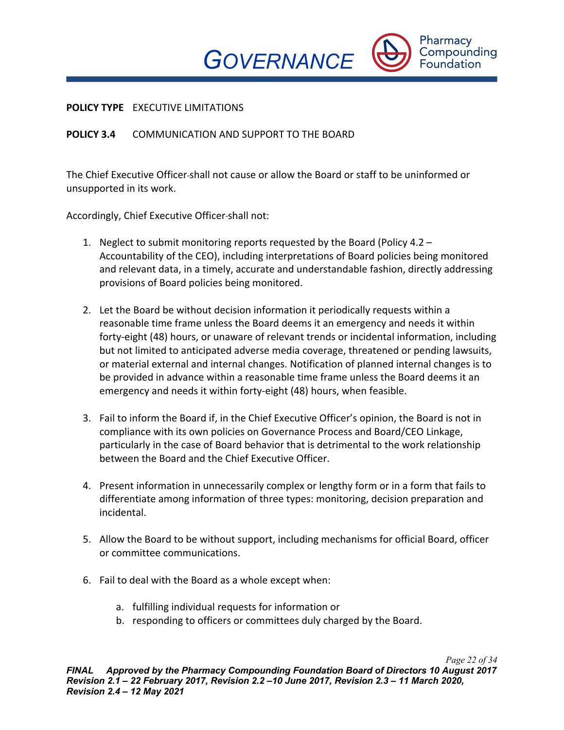**POLICY TYPE** EXECUTIVE LIMITATIONS

**POLICY 3.4** COMMUNICATION AND SUPPORT TO THE BOARD

The Chief Executive Officer shall not cause or allow the Board or staff to be uninformed or unsupported in its work.

Accordingly, Chief Executive Officer shall not:

1. Neglect to submit monitoring reports requested by the Board (Policy 4.2 – Accountability of the CEO), including interpretations of Board policies being monitored and relevant data, in a timely, accurate and understandable fashion, directly addressing provisions of Board policies being monitored.

2. Let the Board be without decision information it periodically requests within a reasonable time frame unless the Board deems it an emergency and needs it within forty-eight (48) hours, or unaware of relevant trends or incidental information, including but not limited to anticipated adverse media coverage, threatened or pending lawsuits, or material external and internal changes. Notification of planned internal changes is to be provided in advance within a reasonable time frame unless the Board deems it an emergency and needs it within forty-eight (48) hours, when feasible.

3. Fail to inform the Board if, in the Chief Executive Officer's opinion, the Board is not in compliance with its own policies on Governance Process and Board/CEO Linkage, particularly in the case of Board behavior that is detrimental to the work relationship between the Board and the Chief Executive Officer.

4. Present information in unnecessarily complex or lengthy form or in a form that fails to differentiate among information of three types: monitoring, decision preparation and incidental.

5. Allow the Board to be without support, including mechanisms for official Board, officer or committee communications.

6. Fail to deal with the Board as a whole except when:

   a. fulfilling individual requests for information or
   b. responding to officers or committees duly charged by the Board.

***FINAL Approved by the Pharmacy Compounding Foundation Board of Directors 10 August 2017 Revision 2.1 – 22 February 2017, Revision 2.2 –10 June 2017, Revision 2.3 – 11 March 2020, Revision 2.4 – 12 May 2021***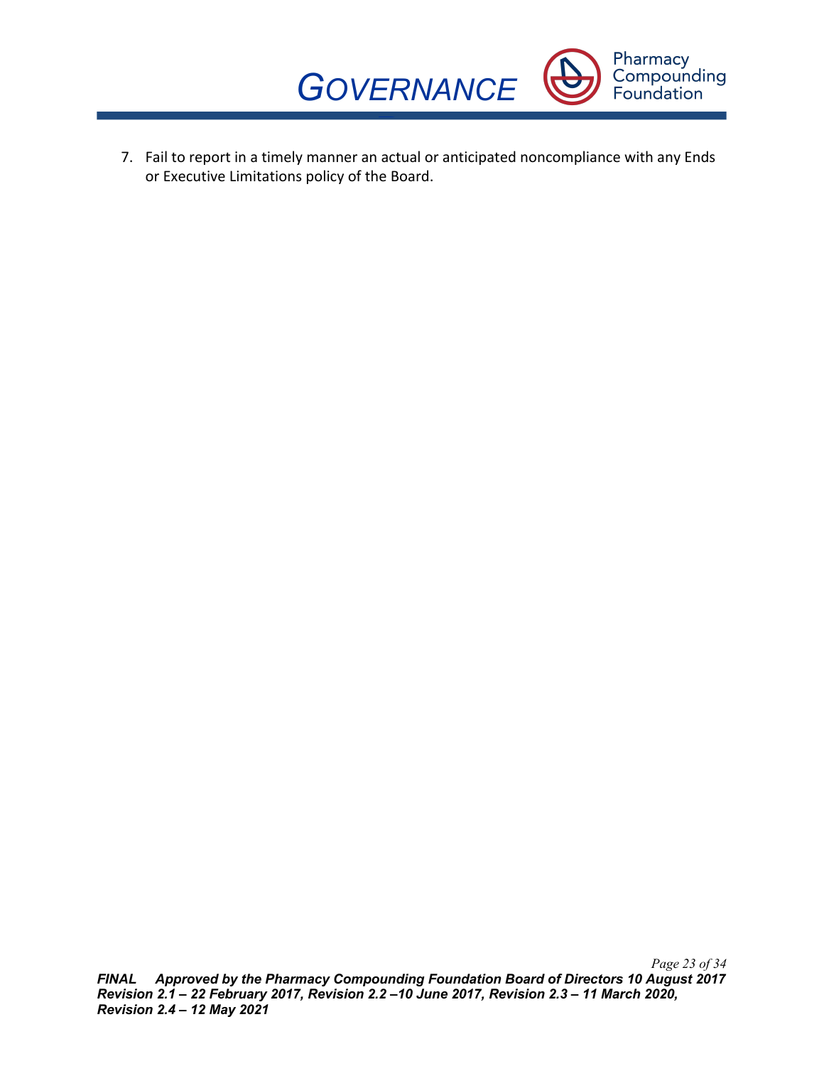7. Fail to report in a timely manner an actual or anticipated noncompliance with any Ends or Executive Limitations policy of the Board.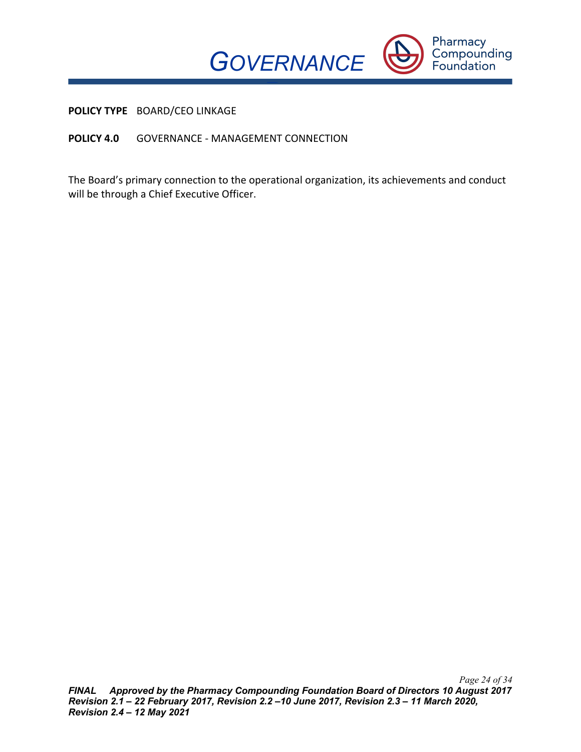**POLICY TYPE** BOARD/CEO LINKAGE

**POLICY 4.0** GOVERNANCE - MANAGEMENT CONNECTION

The Board's primary connection to the operational organization, its achievements and conduct will be through a Chief Executive Officer.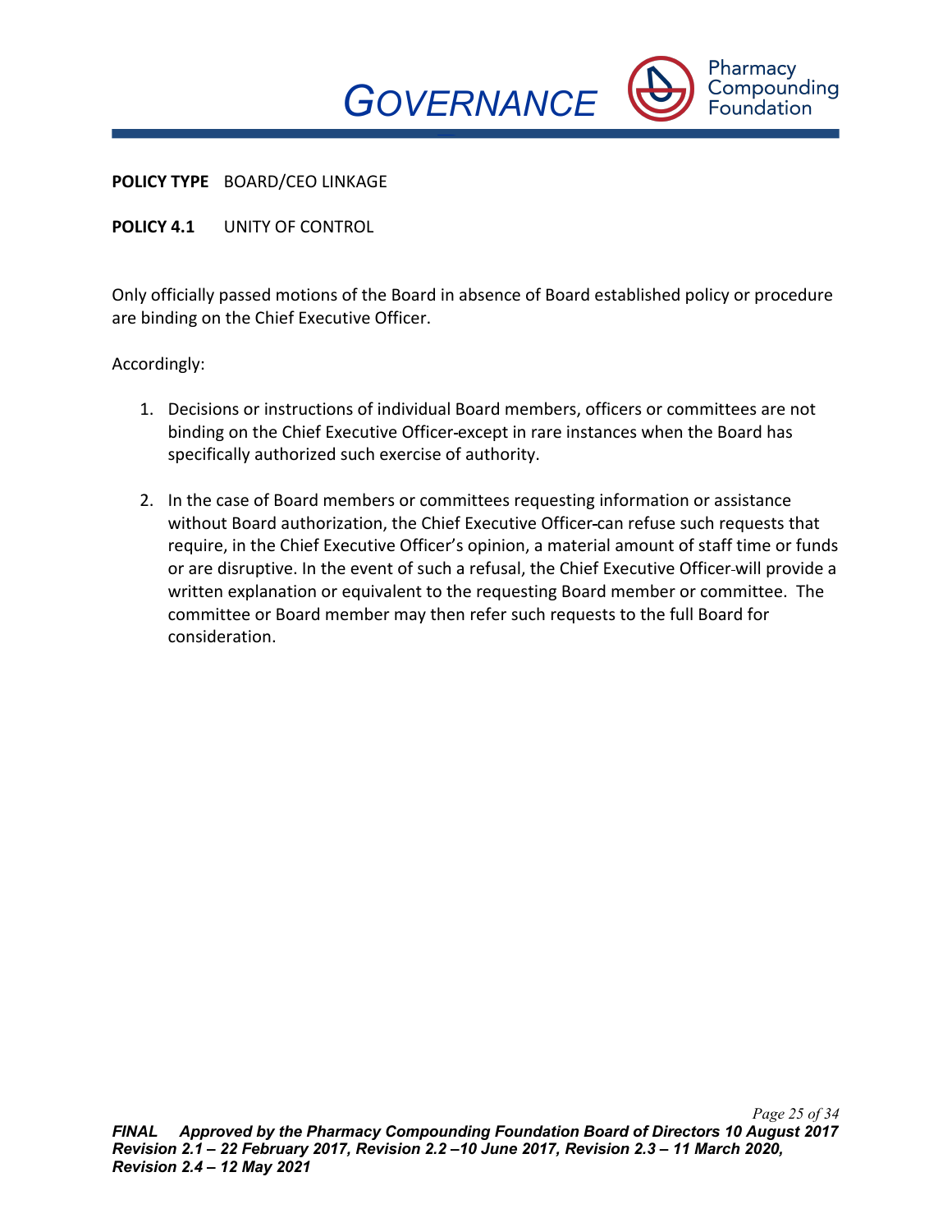**POLICY TYPE** BOARD/CEO LINKAGE

**POLICY 4.1** UNITY OF CONTROL

Only officially passed motions of the Board in absence of Board established policy or procedure are binding on the Chief Executive Officer.

Accordingly:

1. Decisions or instructions of individual Board members, officers or committees are not binding on the Chief Executive Officer except in rare instances when the Board has specifically authorized such exercise of authority.

2. In the case of Board members or committees requesting information or assistance without Board authorization, the Chief Executive Officer can refuse such requests that require, in the Chief Executive Officer's opinion, a material amount of staff time or funds or are disruptive. In the event of such a refusal, the Chief Executive Officer will provide a written explanation or equivalent to the requesting Board member or committee. The committee or Board member may then refer such requests to the full Board for consideration.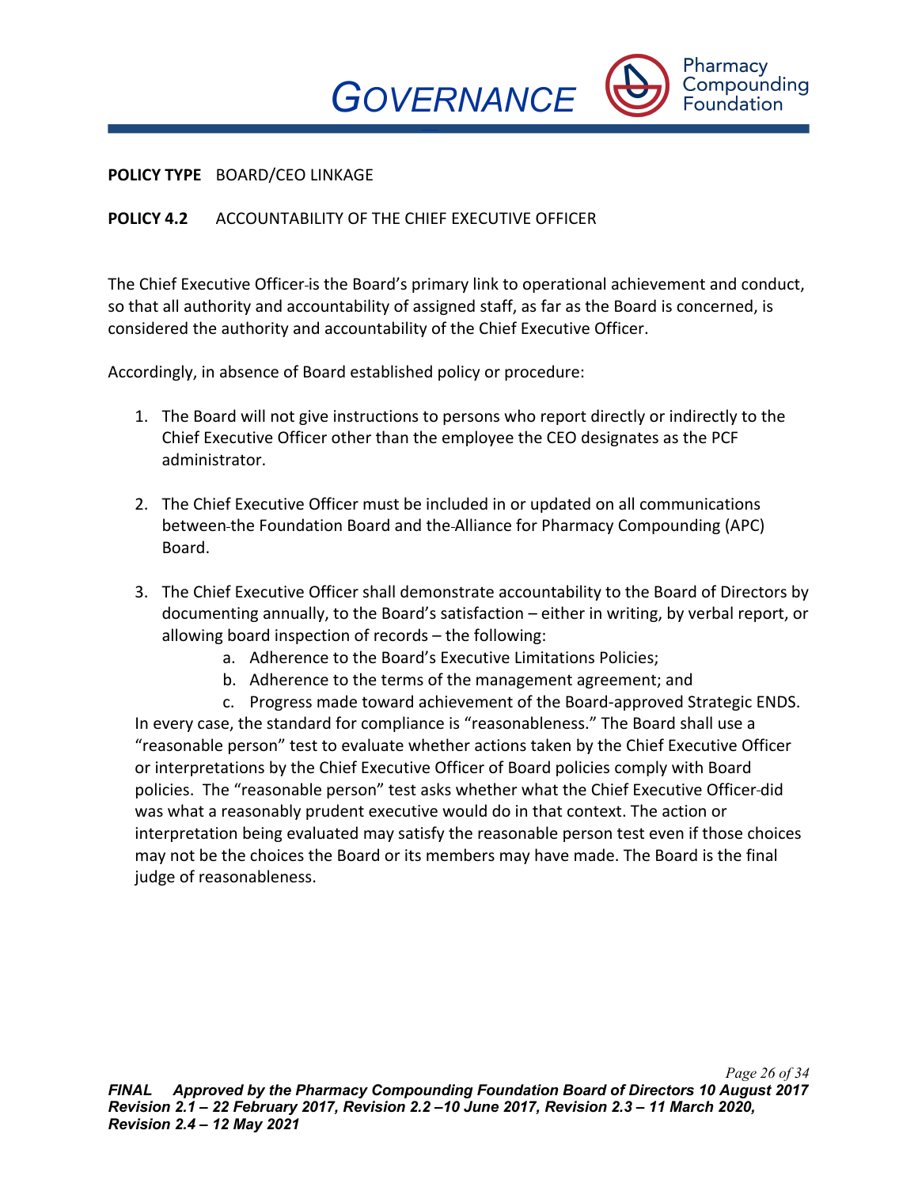**POLICY TYPE** BOARD/CEO LINKAGE

**POLICY 4.2** ACCOUNTABILITY OF THE CHIEF EXECUTIVE OFFICER

The Chief Executive Officer is the Board's primary link to operational achievement and conduct, so that all authority and accountability of assigned staff, as far as the Board is concerned, is considered the authority and accountability of the Chief Executive Officer.

Accordingly, in absence of Board established policy or procedure:

1. The Board will not give instructions to persons who report directly or indirectly to the Chief Executive Officer other than the employee the CEO designates as the PCF administrator.

2. The Chief Executive Officer must be included in or updated on all communications between the Foundation Board and the Alliance for Pharmacy Compounding (APC) Board.

3. The Chief Executive Officer shall demonstrate accountability to the Board of Directors by documenting annually, to the Board's satisfaction – either in writing, by verbal report, or allowing board inspection of records – the following:
    a. Adherence to the Board's Executive Limitations Policies;
    b. Adherence to the terms of the management agreement; and
    c. Progress made toward achievement of the Board-approved Strategic ENDS.

   In every case, the standard for compliance is "reasonableness." The Board shall use a "reasonable person" test to evaluate whether actions taken by the Chief Executive Officer or interpretations by the Chief Executive Officer of Board policies comply with Board policies. The "reasonable person" test asks whether what the Chief Executive Officer did was what a reasonably prudent executive would do in that context. The action or interpretation being evaluated may satisfy the reasonable person test even if those choices may not be the choices the Board or its members may have made. The Board is the final judge of reasonableness.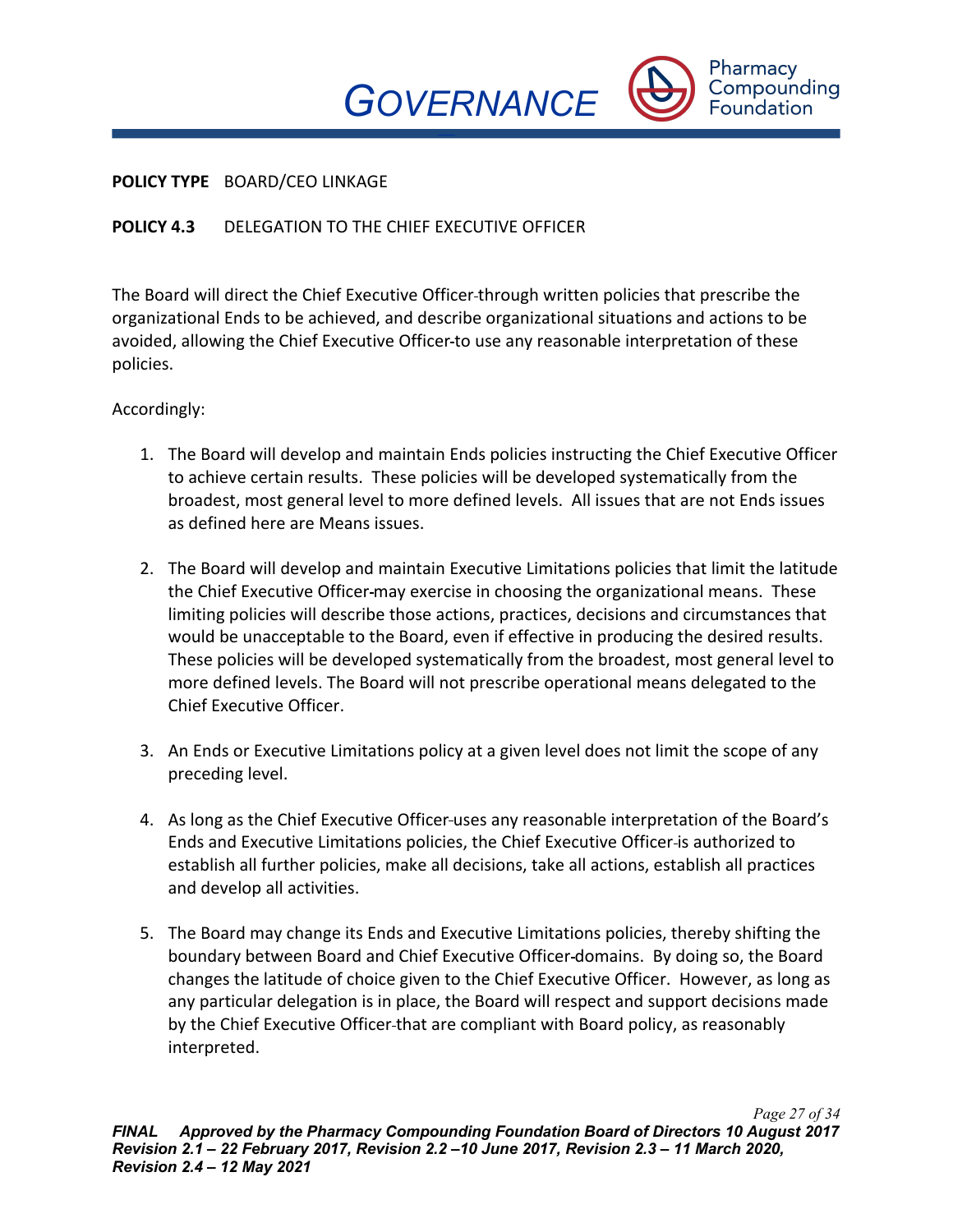**POLICY TYPE** BOARD/CEO LINKAGE

**POLICY 4.3** DELEGATION TO THE CHIEF EXECUTIVE OFFICER

The Board will direct the Chief Executive Officer through written policies that prescribe the organizational Ends to be achieved, and describe organizational situations and actions to be avoided, allowing the Chief Executive Officer to use any reasonable interpretation of these policies.

Accordingly:

1. The Board will develop and maintain Ends policies instructing the Chief Executive Officer to achieve certain results. These policies will be developed systematically from the broadest, most general level to more defined levels. All issues that are not Ends issues as defined here are Means issues.

2. The Board will develop and maintain Executive Limitations policies that limit the latitude the Chief Executive Officer may exercise in choosing the organizational means. These limiting policies will describe those actions, practices, decisions and circumstances that would be unacceptable to the Board, even if effective in producing the desired results. These policies will be developed systematically from the broadest, most general level to more defined levels. The Board will not prescribe operational means delegated to the Chief Executive Officer.

3. An Ends or Executive Limitations policy at a given level does not limit the scope of any preceding level.

4. As long as the Chief Executive Officer uses any reasonable interpretation of the Board's Ends and Executive Limitations policies, the Chief Executive Officer is authorized to establish all further policies, make all decisions, take all actions, establish all practices and develop all activities.

5. The Board may change its Ends and Executive Limitations policies, thereby shifting the boundary between Board and Chief Executive Officer domains. By doing so, the Board changes the latitude of choice given to the Chief Executive Officer. However, as long as any particular delegation is in place, the Board will respect and support decisions made by the Chief Executive Officer that are compliant with Board policy, as reasonably interpreted.

***FINAL Approved by the Pharmacy Compounding Foundation Board of Directors 10 August 2017 Revision 2.1 – 22 February 2017, Revision 2.2 –10 June 2017, Revision 2.3 – 11 March 2020, Revision 2.4 – 12 May 2021***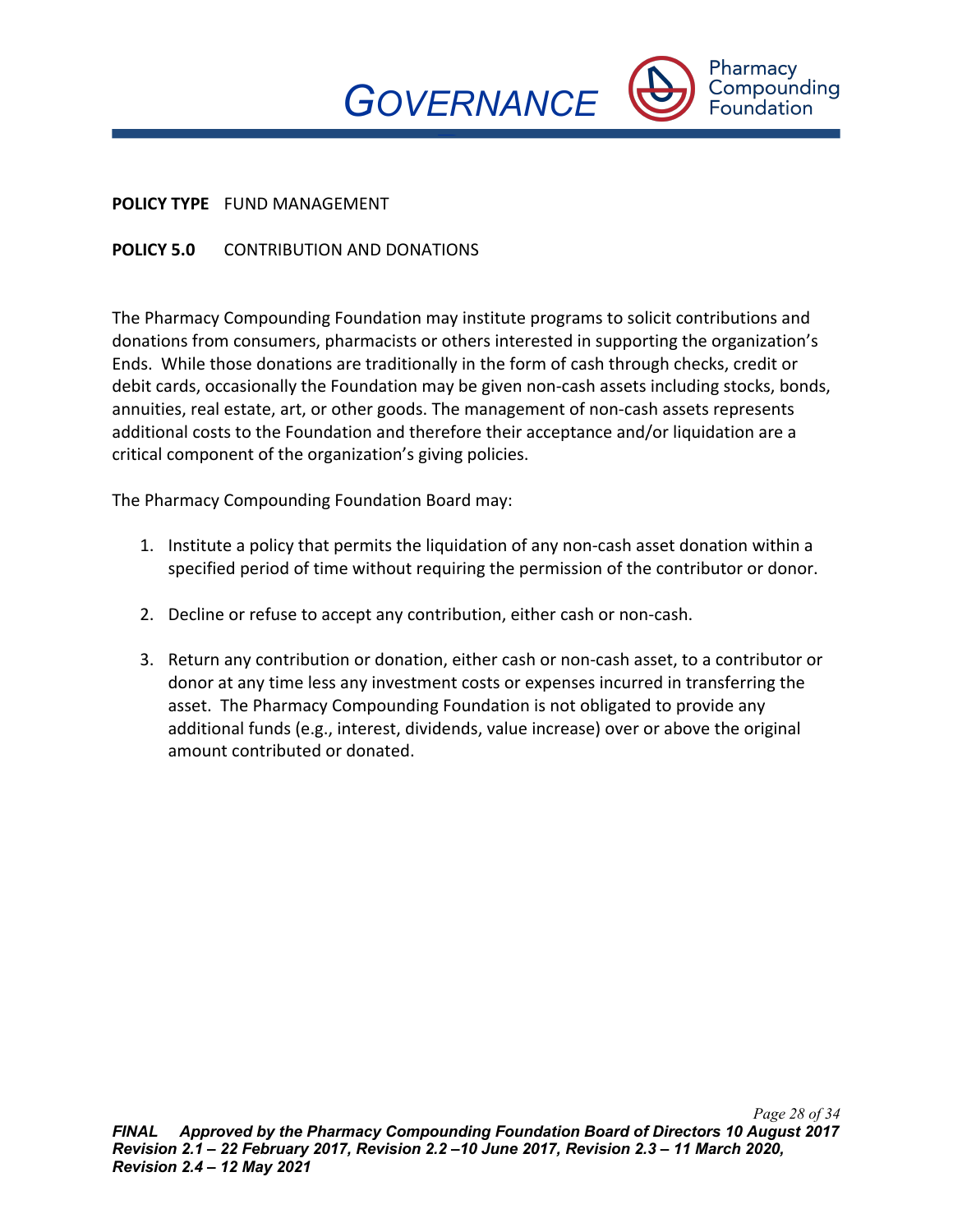**POLICY TYPE** FUND MANAGEMENT

**POLICY 5.0** CONTRIBUTION AND DONATIONS

The Pharmacy Compounding Foundation may institute programs to solicit contributions and donations from consumers, pharmacists or others interested in supporting the organization's Ends. While those donations are traditionally in the form of cash through checks, credit or debit cards, occasionally the Foundation may be given non-cash assets including stocks, bonds, annuities, real estate, art, or other goods. The management of non-cash assets represents additional costs to the Foundation and therefore their acceptance and/or liquidation are a critical component of the organization's giving policies.

The Pharmacy Compounding Foundation Board may:

1. Institute a policy that permits the liquidation of any non-cash asset donation within a specified period of time without requiring the permission of the contributor or donor.

2. Decline or refuse to accept any contribution, either cash or non-cash.

3. Return any contribution or donation, either cash or non-cash asset, to a contributor or donor at any time less any investment costs or expenses incurred in transferring the asset. The Pharmacy Compounding Foundation is not obligated to provide any additional funds (e.g., interest, dividends, value increase) over or above the original amount contributed or donated.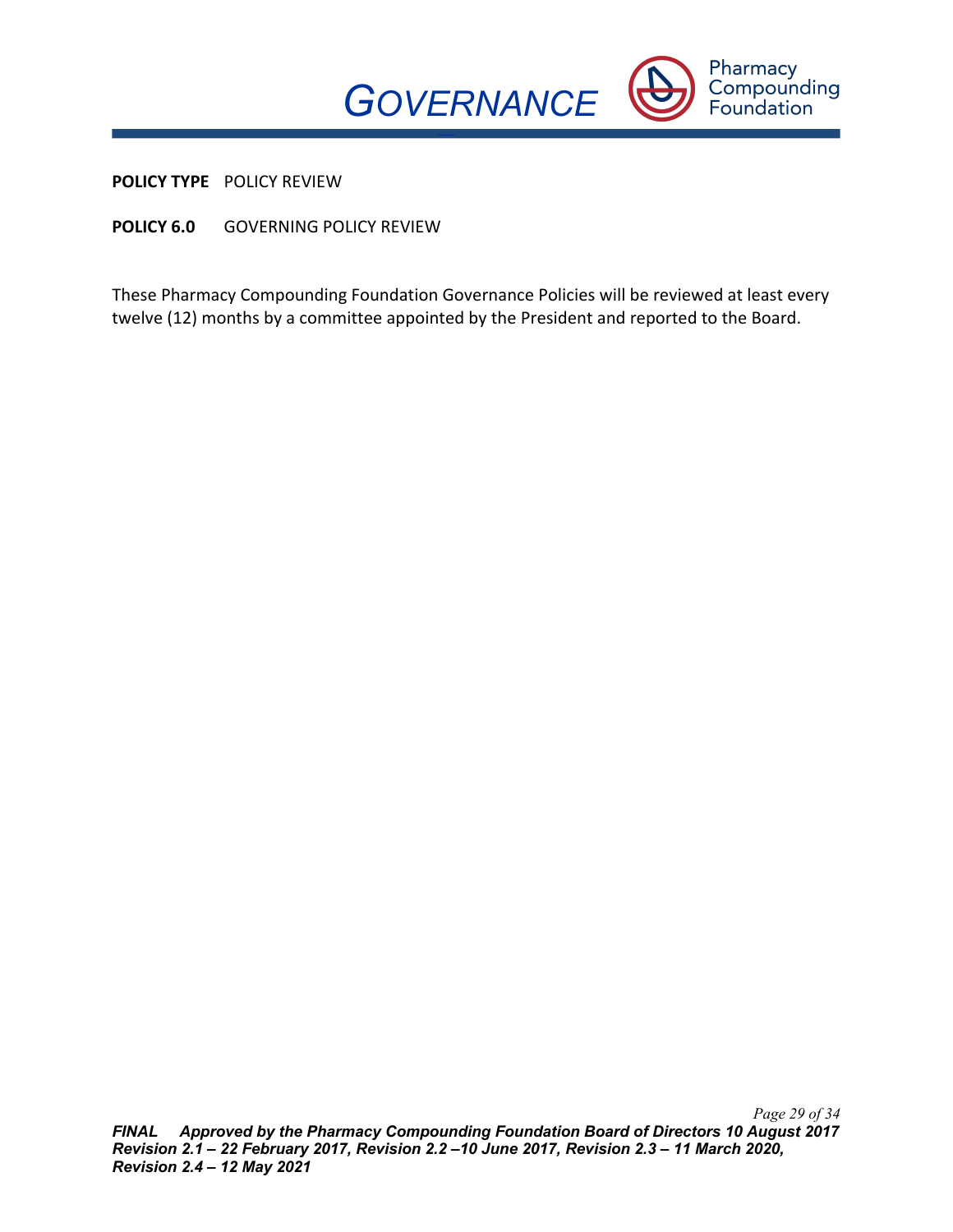**POLICY TYPE** POLICY REVIEW

**POLICY 6.0** GOVERNING POLICY REVIEW

These Pharmacy Compounding Foundation Governance Policies will be reviewed at least every twelve (12) months by a committee appointed by the President and reported to the Board.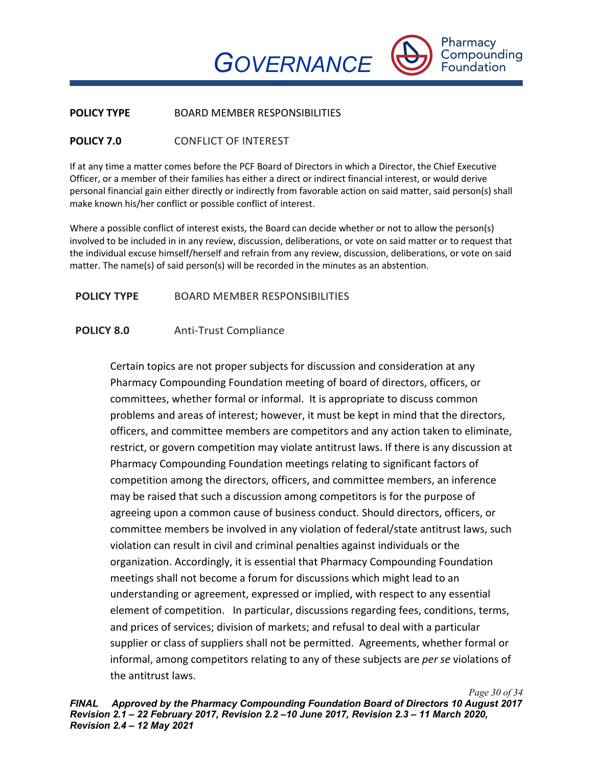**POLICY TYPE** BOARD MEMBER RESPONSIBILITIES

**POLICY 7.0** CONFLICT OF INTEREST

If at any time a matter comes before the PCF Board of Directors in which a Director, the Chief Executive Officer, or a member of their families has either a direct or indirect financial interest, or would derive personal financial gain either directly or indirectly from favorable action on said matter, said person(s) shall make known his/her conflict or possible conflict of interest.

Where a possible conflict of interest exists, the Board can decide whether or not to allow the person(s) involved to be included in in any review, discussion, deliberations, or vote on said matter or to request that the individual excuse himself/herself and refrain from any review, discussion, deliberations, or vote on said matter. The name(s) of said person(s) will be recorded in the minutes as an abstention.

**POLICY TYPE** BOARD MEMBER RESPONSIBILITIES

**POLICY 8.0** Anti-Trust Compliance

Certain topics are not proper subjects for discussion and consideration at any Pharmacy Compounding Foundation meeting of board of directors, officers, or committees, whether formal or informal. It is appropriate to discuss common problems and areas of interest; however, it must be kept in mind that the directors, officers, and committee members are competitors and any action taken to eliminate, restrict, or govern competition may violate antitrust laws. If there is any discussion at Pharmacy Compounding Foundation meetings relating to significant factors of competition among the directors, officers, and committee members, an inference may be raised that such a discussion among competitors is for the purpose of agreeing upon a common cause of business conduct. Should directors, officers, or committee members be involved in any violation of federal/state antitrust laws, such violation can result in civil and criminal penalties against individuals or the organization. Accordingly, it is essential that Pharmacy Compounding Foundation meetings shall not become a forum for discussions which might lead to an understanding or agreement, expressed or implied, with respect to any essential element of competition. In particular, discussions regarding fees, conditions, terms, and prices of services; division of markets; and refusal to deal with a particular supplier or class of suppliers shall not be permitted. Agreements, whether formal or informal, among competitors relating to any of these subjects are *per se* violations of the antitrust laws.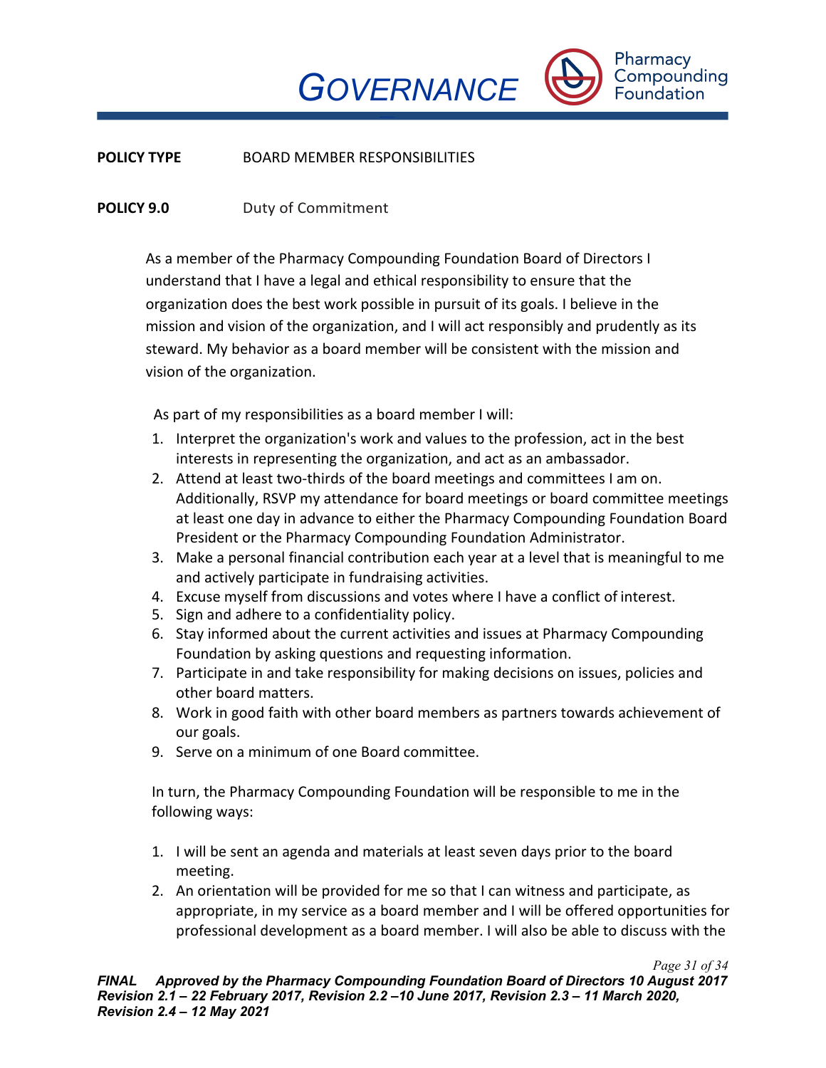**POLICY TYPE** BOARD MEMBER RESPONSIBILITIES

**POLICY 9.0** Duty of Commitment

As a member of the Pharmacy Compounding Foundation Board of Directors I understand that I have a legal and ethical responsibility to ensure that the organization does the best work possible in pursuit of its goals. I believe in the mission and vision of the organization, and I will act responsibly and prudently as its steward. My behavior as a board member will be consistent with the mission and vision of the organization.

As part of my responsibilities as a board member I will:

1. Interpret the organization's work and values to the profession, act in the best interests in representing the organization, and act as an ambassador.
2. Attend at least two-thirds of the board meetings and committees I am on. Additionally, RSVP my attendance for board meetings or board committee meetings at least one day in advance to either the Pharmacy Compounding Foundation Board President or the Pharmacy Compounding Foundation Administrator.
3. Make a personal financial contribution each year at a level that is meaningful to me and actively participate in fundraising activities.
4. Excuse myself from discussions and votes where I have a conflict of interest.
5. Sign and adhere to a confidentiality policy.
6. Stay informed about the current activities and issues at Pharmacy Compounding Foundation by asking questions and requesting information.
7. Participate in and take responsibility for making decisions on issues, policies and other board matters.
8. Work in good faith with other board members as partners towards achievement of our goals.
9. Serve on a minimum of one Board committee.

In turn, the Pharmacy Compounding Foundation will be responsible to me in the following ways:

1. I will be sent an agenda and materials at least seven days prior to the board meeting.
2. An orientation will be provided for me so that I can witness and participate, as appropriate, in my service as a board member and I will be offered opportunities for professional development as a board member. I will also be able to discuss with the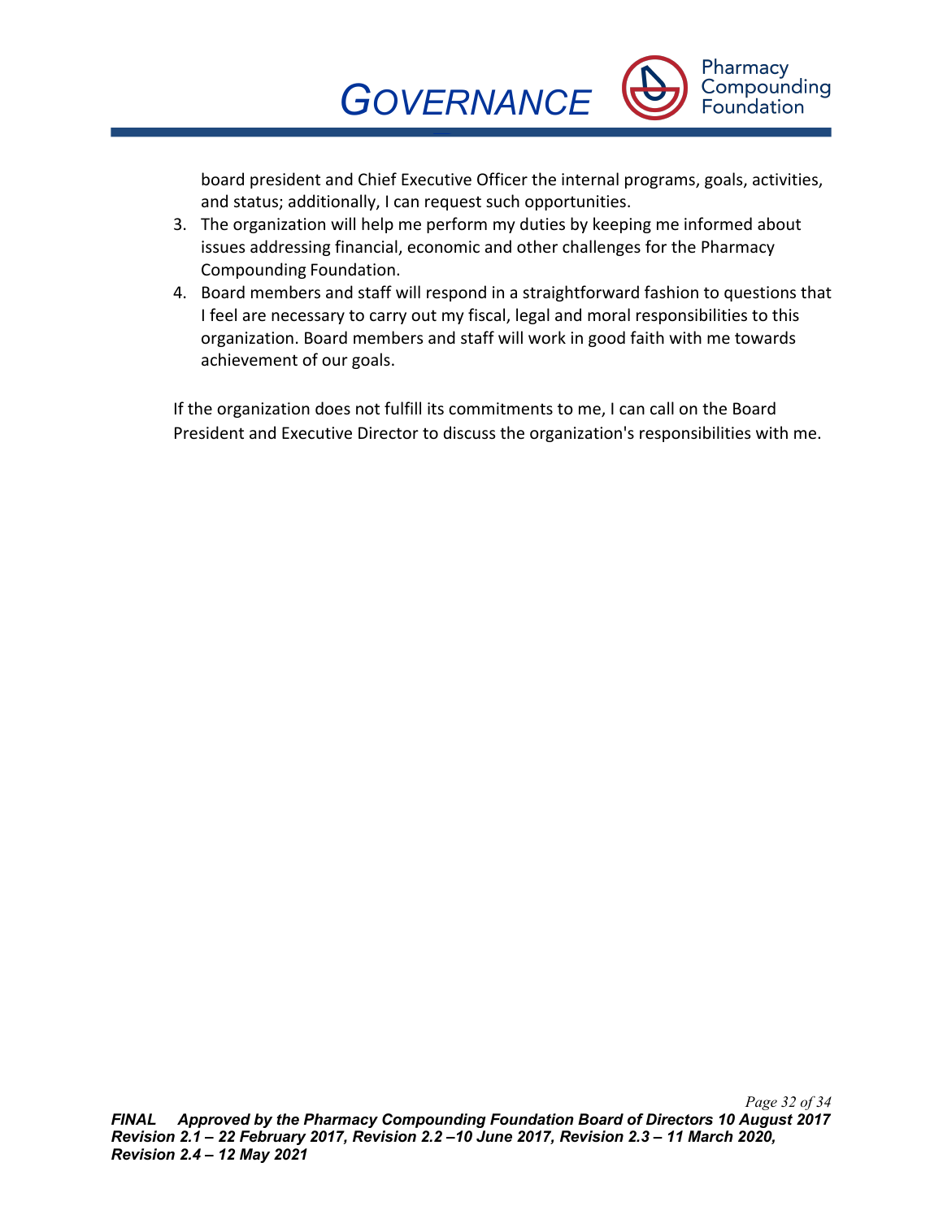board president and Chief Executive Officer the internal programs, goals, activities, and status; additionally, I can request such opportunities.

3. The organization will help me perform my duties by keeping me informed about issues addressing financial, economic and other challenges for the Pharmacy Compounding Foundation.
4. Board members and staff will respond in a straightforward fashion to questions that I feel are necessary to carry out my fiscal, legal and moral responsibilities to this organization. Board members and staff will work in good faith with me towards achievement of our goals.

If the organization does not fulfill its commitments to me, I can call on the Board President and Executive Director to discuss the organization's responsibilities with me.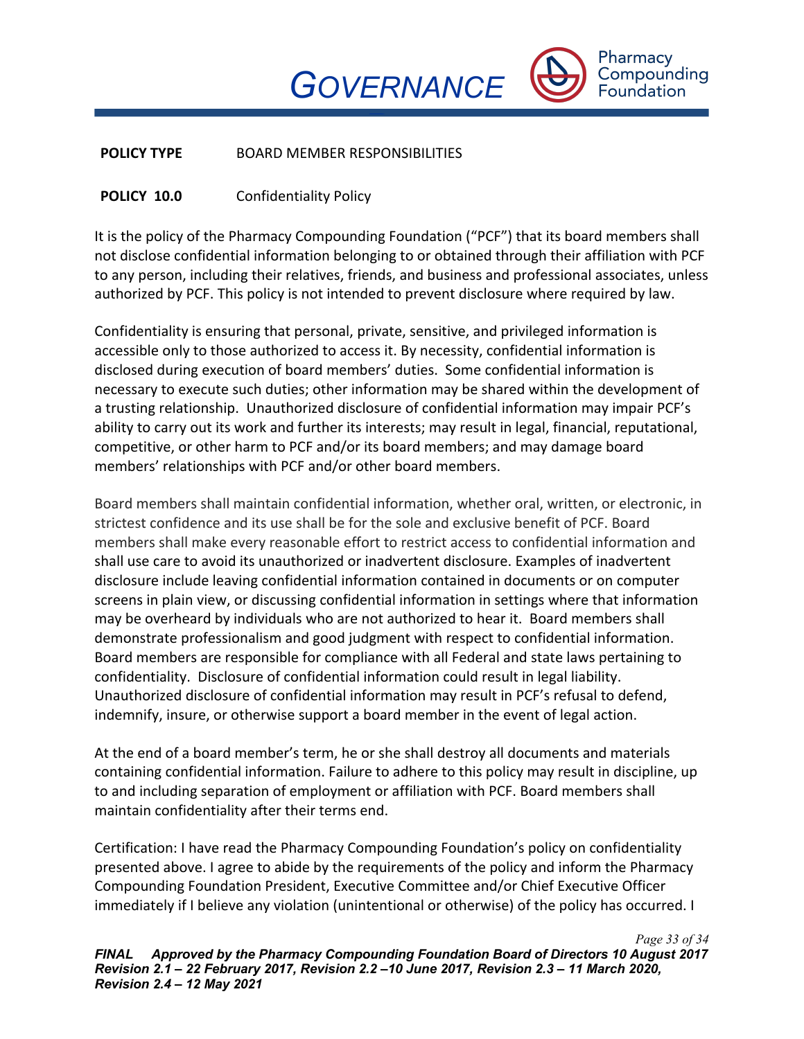**POLICY TYPE** BOARD MEMBER RESPONSIBILITIES

**POLICY 10.0** Confidentiality Policy

It is the policy of the Pharmacy Compounding Foundation ("PCF") that its board members shall not disclose confidential information belonging to or obtained through their affiliation with PCF to any person, including their relatives, friends, and business and professional associates, unless authorized by PCF. This policy is not intended to prevent disclosure where required by law.

Confidentiality is ensuring that personal, private, sensitive, and privileged information is accessible only to those authorized to access it. By necessity, confidential information is disclosed during execution of board members' duties. Some confidential information is necessary to execute such duties; other information may be shared within the development of a trusting relationship. Unauthorized disclosure of confidential information may impair PCF's ability to carry out its work and further its interests; may result in legal, financial, reputational, competitive, or other harm to PCF and/or its board members; and may damage board members' relationships with PCF and/or other board members.

Board members shall maintain confidential information, whether oral, written, or electronic, in strictest confidence and its use shall be for the sole and exclusive benefit of PCF. Board members shall make every reasonable effort to restrict access to confidential information and shall use care to avoid its unauthorized or inadvertent disclosure. Examples of inadvertent disclosure include leaving confidential information contained in documents or on computer screens in plain view, or discussing confidential information in settings where that information may be overheard by individuals who are not authorized to hear it. Board members shall demonstrate professionalism and good judgment with respect to confidential information. Board members are responsible for compliance with all Federal and state laws pertaining to confidentiality. Disclosure of confidential information could result in legal liability. Unauthorized disclosure of confidential information may result in PCF's refusal to defend, indemnify, insure, or otherwise support a board member in the event of legal action.

At the end of a board member's term, he or she shall destroy all documents and materials containing confidential information. Failure to adhere to this policy may result in discipline, up to and including separation of employment or affiliation with PCF. Board members shall maintain confidentiality after their terms end.

Certification: I have read the Pharmacy Compounding Foundation's policy on confidentiality presented above. I agree to abide by the requirements of the policy and inform the Pharmacy Compounding Foundation President, Executive Committee and/or Chief Executive Officer immediately if I believe any violation (unintentional or otherwise) of the policy has occurred. I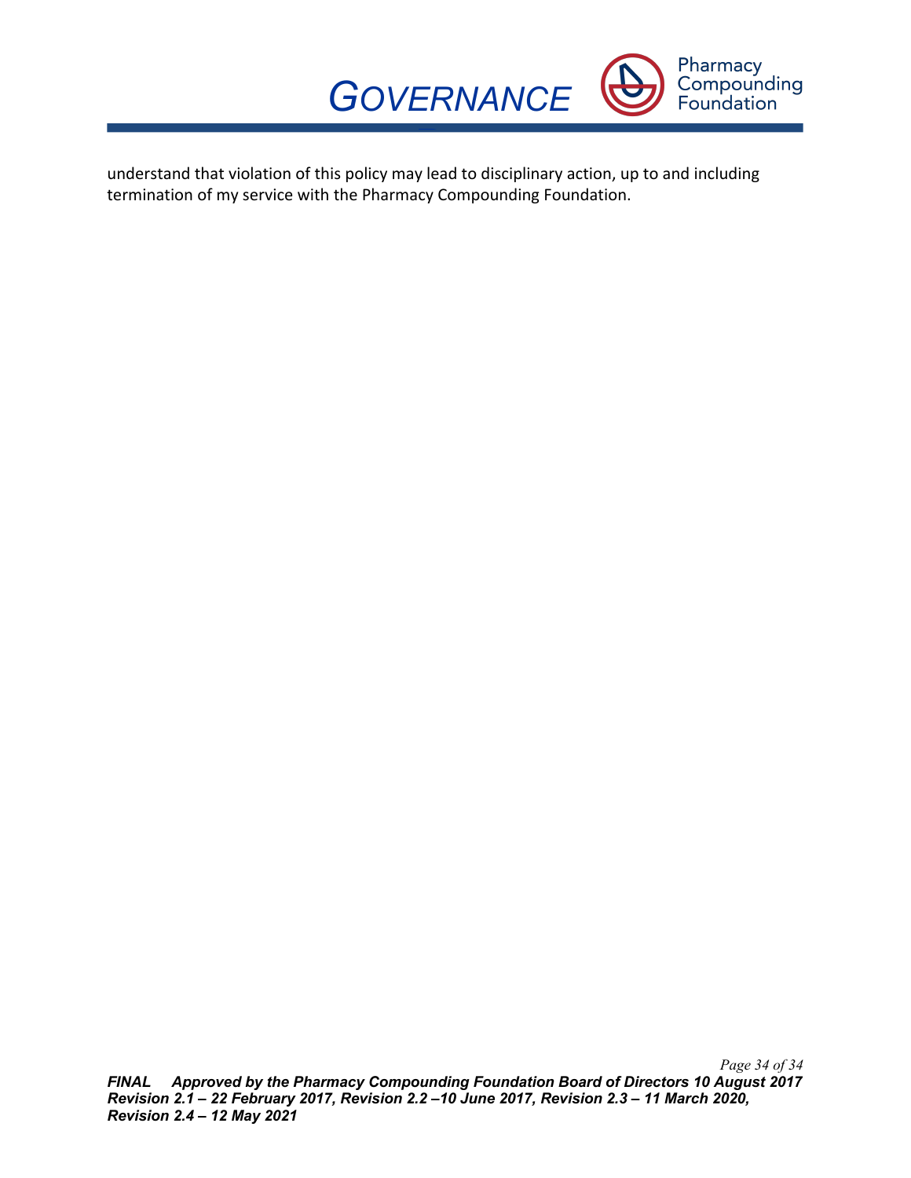understand that violation of this policy may lead to disciplinary action, up to and including termination of my service with the Pharmacy Compounding Foundation.